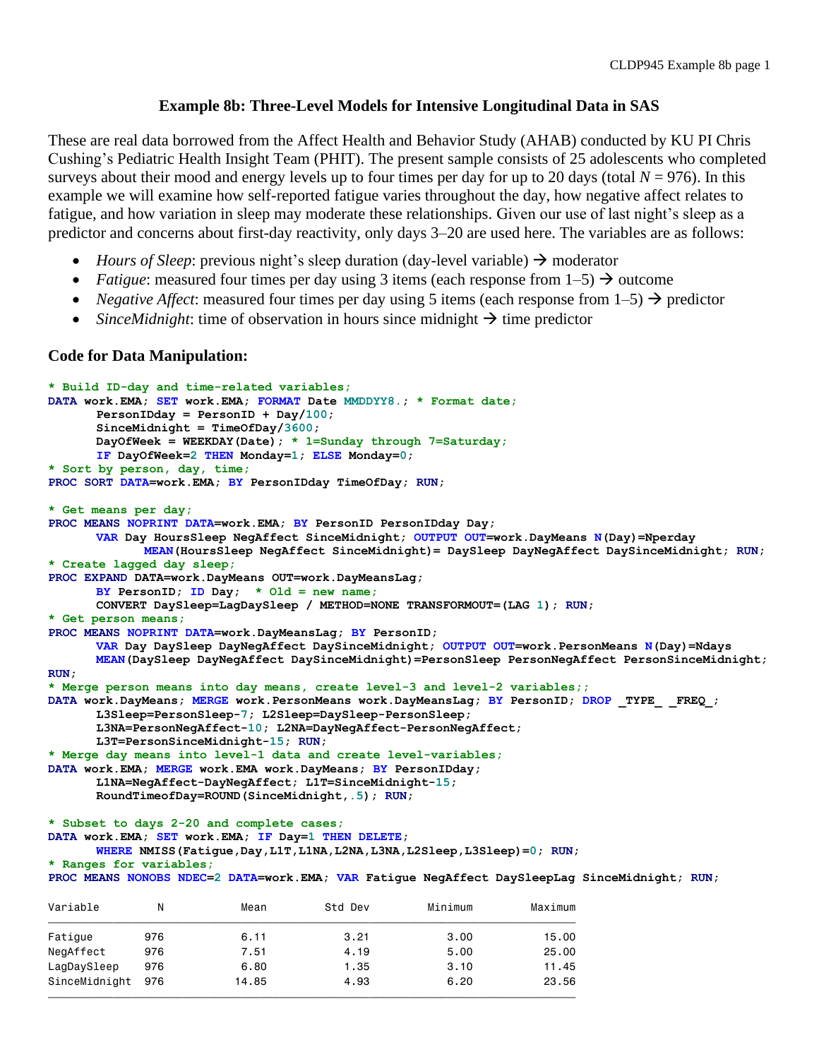# Example 8b: Three-Level Models for Intensive Longitudinal Data in SAS

These are real data borrowed from the Affect Health and Behavior Study (AHAB) conducted by KU PI Chris Cushing's Pediatric Health Insight Team (PHIT). The present sample consists of 25 adolescents who completed surveys about their mood and energy levels up to four times per day for up to 20 days (total $N = 976$). In this example we will examine how self-reported fatigue varies throughout the day, how negative affect relates to fatigue, and how variation in sleep may moderate these relationships. Given our use of last night's sleep as a predictor and concerns about first-day reactivity, only days 3–20 are used here. The variables are as follows:

- *Hours of Sleep*: previous night's sleep duration (day-level variable) → moderator
- *Fatigue*: measured four times per day using 3 items (each response from 1–5) → outcome
- *Negative Affect*: measured four times per day using 5 items (each response from 1–5) → predictor
- *SinceMidnight*: time of observation in hours since midnight → time predictor

### Code for Data Manipulation:

```
* Build ID-day and time-related variables;
DATA work.EMA; SET work.EMA; FORMAT Date MMDDYY8.; * Format date;
       PersonIDday = PersonID + Day/100;
       SinceMidnight = TimeOfDay/3600;
       DayOfWeek = WEEKDAY(Date); * 1=Sunday through 7=Saturday;
       IF DayOfWeek=2 THEN Monday=1; ELSE Monday=0;
* Sort by person, day, time;
PROC SORT DATA=work.EMA; BY PersonIDday TimeOfDay; RUN;

* Get means per day;
PROC MEANS NOPRINT DATA=work.EMA; BY PersonID PersonIDday Day;
       VAR Day HoursSleep NegAffect SinceMidnight; OUTPUT OUT=work.DayMeans N(Day)=Nperday
              MEAN(HoursSleep NegAffect SinceMidnight)= DaySleep DayNegAffect DaySinceMidnight; RUN;
* Create lagged day sleep;
PROC EXPAND DATA=work.DayMeans OUT=work.DayMeansLag;
       BY PersonID; ID Day;  * Old = new name;
       CONVERT DaySleep=LagDaySleep / METHOD=NONE TRANSFORMOUT=(LAG 1); RUN;
* Get person means;
PROC MEANS NOPRINT DATA=work.DayMeansLag; BY PersonID;
       VAR Day DaySleep DayNegAffect DaySinceMidnight; OUTPUT OUT=work.PersonMeans N(Day)=Ndays
       MEAN(DaySleep DayNegAffect DaySinceMidnight)=PersonSleep PersonNegAffect PersonSinceMidnight;
RUN;
* Merge person means into day means, create level-3 and level-2 variables;;
DATA work.DayMeans; MERGE work.PersonMeans work.DayMeansLag; BY PersonID; DROP _TYPE_ _FREQ_;
       L3Sleep=PersonSleep-7; L2Sleep=DaySleep-PersonSleep;
       L3NA=PersonNegAffect-10; L2NA=DayNegAffect-PersonNegAffect;
       L3T=PersonSinceMidnight-15; RUN;
* Merge day means into level-1 data and create level-variables;
DATA work.EMA; MERGE work.EMA work.DayMeans; BY PersonIDday;
       L1NA=NegAffect-DayNegAffect; L1T=SinceMidnight-15;
       RoundTimeofDay=ROUND(SinceMidnight,.5); RUN;

* Subset to days 2-20 and complete cases;
DATA work.EMA; SET work.EMA; IF Day=1 THEN DELETE;
       WHERE NMISS(Fatigue,Day,L1T,L1NA,L2NA,L3NA,L2Sleep,L3Sleep)=0; RUN;
* Ranges for variables;
PROC MEANS NONOBS NDEC=2 DATA=work.EMA; VAR Fatigue NegAffect DaySleepLag SinceMidnight; RUN;
```

| Variable | N | Mean | Std Dev | Minimum | Maximum |
|---|---|---|---|---|---|
| Fatigue | 976 | 6.11 | 3.21 | 3.00 | 15.00 |
| NegAffect | 976 | 7.51 | 4.19 | 5.00 | 25.00 |
| LagDaySleep | 976 | 6.80 | 1.35 | 3.10 | 11.45 |
| SinceMidnight | 976 | 14.85 | 4.93 | 6.20 | 23.56 |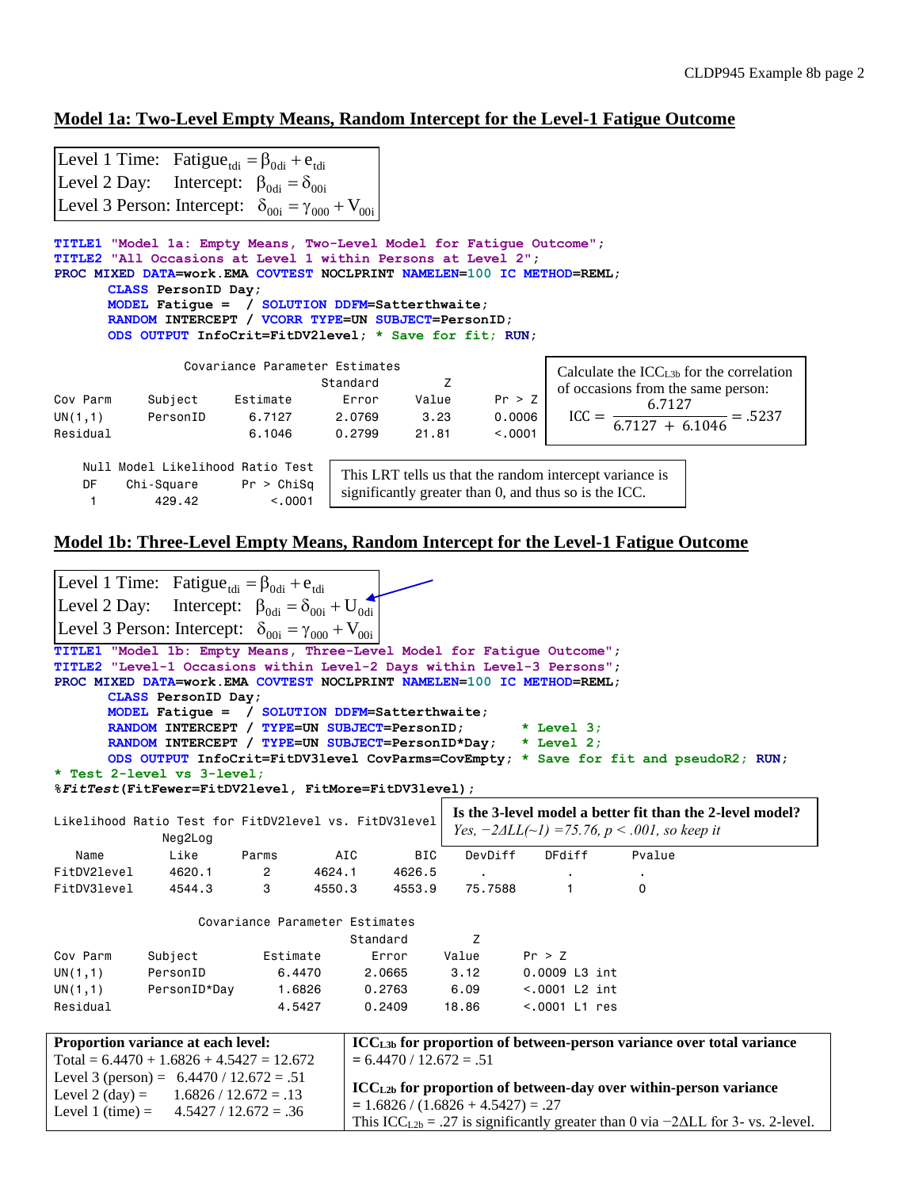## Model 1a: Two-Level Empty Means, Random Intercept for the Level-1 Fatigue Outcome

Level 1 Time: $\text{Fatigue}_{tdi} = \beta_{0di} + e_{tdi}$

Level 2 Day: Intercept: $\beta_{0di} = \delta_{00i}$

Level 3 Person: Intercept: $\delta_{00i} = \gamma_{000} + V_{00i}$

```
TITLE1 "Model 1a: Empty Means, Two-Level Model for Fatigue Outcome";
TITLE2 "All Occasions at Level 1 within Persons at Level 2";
PROC MIXED DATA=work.EMA COVTEST NOCLPRINT NAMELEN=100 IC METHOD=REML;
      CLASS PersonID Day;
      MODEL Fatigue =  / SOLUTION DDFM=Satterthwaite;
      RANDOM INTERCEPT / VCORR TYPE=UN SUBJECT=PersonID;
      ODS OUTPUT InfoCrit=FitDV2level; * Save for fit; RUN;
```

```
                  Covariance Parameter Estimates
                                          Standard        Z
Cov Parm     Subject      Estimate       Error      Value      Pr > Z
UN(1,1)      PersonID       6.7127      2.0769       3.23      0.0006
Residual                    6.1046      0.2799      21.81      <.0001
```

Calculate the $ICC_{L3b}$ for the correlation of occasions from the same person:

$$ICC = \frac{6.7127}{6.7127 + 6.1046} = .5237$$

```
    Null Model Likelihood Ratio Test
    DF    Chi-Square      Pr > ChiSq
     1        429.42          <.0001
```

This LRT tells us that the random intercept variance is significantly greater than 0, and thus so is the ICC.

## Model 1b: Three-Level Empty Means, Random Intercept for the Level-1 Fatigue Outcome

Level 1 Time: $\text{Fatigue}_{tdi} = \beta_{0di} + e_{tdi}$

Level 2 Day: Intercept: $\beta_{0di} = \delta_{00i} + U_{0di}$

Level 3 Person: Intercept: $\delta_{00i} = \gamma_{000} + V_{00i}$

```
TITLE1 "Model 1b: Empty Means, Three-Level Model for Fatigue Outcome";
TITLE2 "Level-1 Occasions within Level-2 Days within Level-3 Persons";
PROC MIXED DATA=work.EMA COVTEST NOCLPRINT NAMELEN=100 IC METHOD=REML;
      CLASS PersonID Day;
      MODEL Fatigue =  / SOLUTION DDFM=Satterthwaite;
      RANDOM INTERCEPT / TYPE=UN SUBJECT=PersonID;        * Level 3;
      RANDOM INTERCEPT / TYPE=UN SUBJECT=PersonID*Day;    * Level 2;
      ODS OUTPUT InfoCrit=FitDV3level CovParms=CovEmpty; * Save for fit and pseudoR2; RUN;
* Test 2-level vs 3-level;
%FitTest(FitFewer=FitDV2level, FitMore=FitDV3level);
```

```
Likelihood Ratio Test for FitDV2level vs. FitDV3level
               Neg2Log
   Name          Like      Parms      AIC       BIC      DevDiff     DFdiff      Pvalue
FitDV2level     4620.1       2       4624.1    4626.5        .           .           .
FitDV3level     4544.3       3       4550.3    4553.9     75.7588        1           0
```

**Is the 3-level model a better fit than the 2-level model?**
*Yes, −2ΔLL(~1) =75.76, p < .001, so keep it*

```
                    Covariance Parameter Estimates
                                              Standard         Z
Cov Parm     Subject            Estimate        Error       Value      Pr > Z
UN(1,1)      PersonID             6.4470       2.0665        3.12      0.0009 L3 int
UN(1,1)      PersonID*Day         1.6826       0.2763        6.09      <.0001 L2 int
Residual                          4.5427       0.2409       18.86      <.0001 L1 res
```

**Proportion variance at each level:**
Total = 6.4470 + 1.6826 + 4.5427 = 12.672
Level 3 (person) = 6.4470 / 12.672 = .51
Level 2 (day) = 1.6826 / 12.672 = .13
Level 1 (time) = 4.5427 / 12.672 = .36

**$ICC_{L3b}$ for proportion of between-person variance over total variance**
= 6.4470 / 12.672 = .51

**$ICC_{L2b}$ for proportion of between-day over within-person variance**
= 1.6826 / (1.6826 + 4.5427) = .27
This $ICC_{L2b}$ = .27 is significantly greater than 0 via −2ΔLL for 3- vs. 2-level.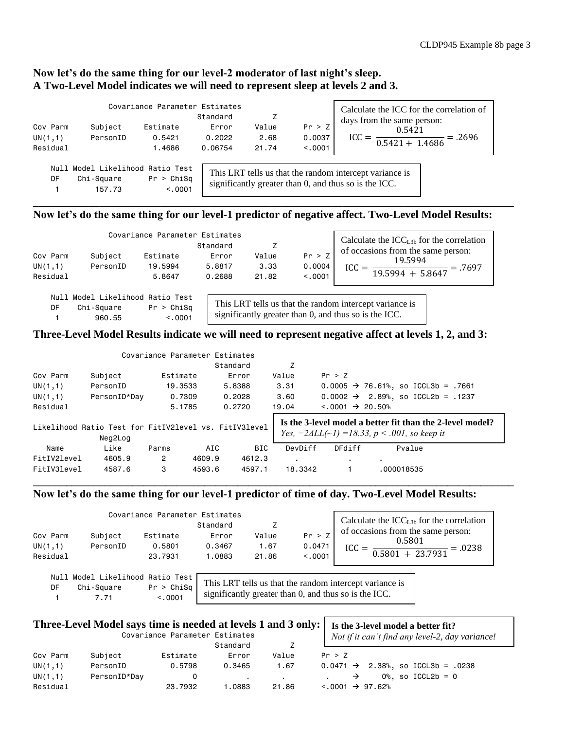**Now let's do the same thing for our level-2 moderator of last night's sleep.**
**A Two-Level Model indicates we will need to represent sleep at levels 2 and 3.**

```
              Covariance Parameter Estimates
                                Standard         Z
Cov Parm     Subject     Estimate      Error     Value      Pr > Z
UN(1,1)      PersonID      0.5421     0.2022      2.68      0.0037
Residual                   1.4686    0.06754     21.74      <.0001
```

Calculate the ICC for the correlation of days from the same person:
$$\text{ICC} = \frac{0.5421}{0.5421 + 1.4686} = .2696$$

```
   Null Model Likelihood Ratio Test
     DF    Chi-Square      Pr > ChiSq
      1        157.73          <.0001
```

This LRT tells us that the random intercept variance is significantly greater than 0, and thus so is the ICC.

---

**Now let's do the same thing for our level-1 predictor of negative affect. Two-Level Model Results:**

```
              Covariance Parameter Estimates
                                Standard         Z
Cov Parm     Subject     Estimate      Error     Value      Pr > Z
UN(1,1)      PersonID     19.5994     5.8817      3.33      0.0004
Residual                   5.8647     0.2688     21.82      <.0001
```

Calculate the $\text{ICC}_{L3b}$ for the correlation of occasions from the same person:
$$\text{ICC} = \frac{19.5994}{19.5994 + 5.8647} = .7697$$

```
   Null Model Likelihood Ratio Test
     DF    Chi-Square      Pr > ChiSq
      1        960.55          <.0001
```

This LRT tells us that the random intercept variance is significantly greater than 0, and thus so is the ICC.

**Three-Level Model Results indicate we will need to represent negative affect at levels 1, 2, and 3:**

```
                 Covariance Parameter Estimates
                                       Standard         Z
Cov Parm     Subject         Estimate       Error     Value      Pr > Z
UN(1,1)      PersonID         19.3533      5.8388      3.31      0.0005 → 76.61%, so ICCL3b = .7661
UN(1,1)      PersonID*Day      0.7309      0.2028      3.60      0.0002 →  2.89%, so ICCL2b = .1237
Residual                       5.1785      0.2720     19.04      <.0001 → 20.50%

Likelihood Ratio Test for FitIV2level vs. FitIV3level
               Neg2Log
   Name          Like     Parms       AIC        BIC     DevDiff     DFdiff        Pvalue
FitIV2level    4605.9       2      4609.9     4612.3        .           .        .
FitIV3level    4587.6       3      4593.6     4597.1     18.3342        1        .000018535
```

**Is the 3-level model a better fit than the 2-level model?**
*Yes, $-2\Delta LL(\sim1) = 18.33$, $p < .001$, so keep it*

---

**Now let's do the same thing for our level-1 predictor of time of day. Two-Level Model Results:**

```
              Covariance Parameter Estimates
                                Standard         Z
Cov Parm     Subject     Estimate      Error     Value      Pr > Z
UN(1,1)      PersonID      0.5801     0.3467      1.67      0.0471
Residual                  23.7931     1.0883     21.86      <.0001
```

Calculate the $\text{ICC}_{L3b}$ for the correlation of occasions from the same person:
$$\text{ICC} = \frac{0.5801}{0.5801 + 23.7931} = .0238$$

```
   Null Model Likelihood Ratio Test
     DF    Chi-Square      Pr > ChiSq
      1          7.71          <.0001
```

This LRT tells us that the random intercept variance is significantly greater than 0, and thus so is the ICC.

**Three-Level Model says time is needed at levels 1 and 3 only:**

**Is the 3-level model a better fit?**
*Not if it can't find any level-2, day variance!*

```
                 Covariance Parameter Estimates
                                       Standard         Z
Cov Parm     Subject         Estimate       Error     Value      Pr > Z
UN(1,1)      PersonID          0.5798      0.3465      1.67      0.0471 →  2.38%, so ICCL3b = .0238
UN(1,1)      PersonID*Day           0           .         .         .   →     0%, so ICCL2b = 0
Residual                      23.7932      1.0883     21.86      <.0001 → 97.62%
```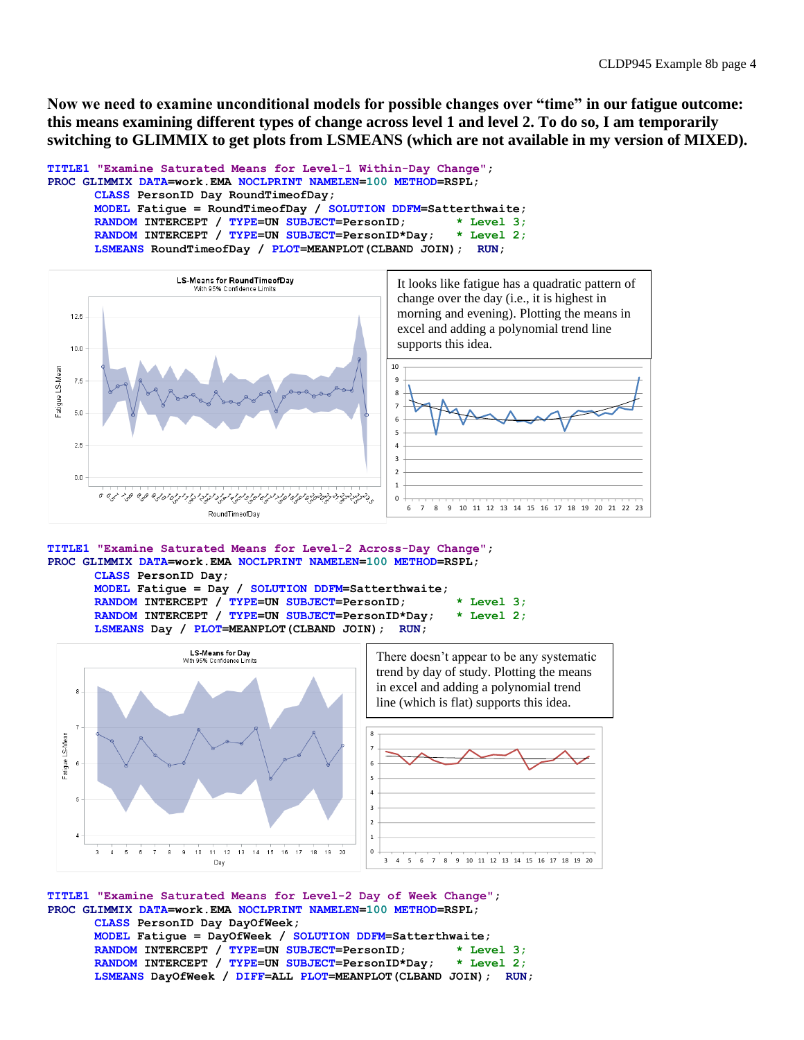**Now we need to examine unconditional models for possible changes over "time" in our fatigue outcome: this means examining different types of change across level 1 and level 2. To do so, I am temporarily switching to GLIMMIX to get plots from LSMEANS (which are not available in my version of MIXED).**

```
TITLE1 "Examine Saturated Means for Level-1 Within-Day Change";
PROC GLIMMIX DATA=work.EMA NOCLPRINT NAMELEN=100 METHOD=RSPL;
      CLASS PersonID Day RoundTimeofDay;
      MODEL Fatigue = RoundTimeofDay / SOLUTION DDFM=Satterthwaite;
      RANDOM INTERCEPT / TYPE=UN SUBJECT=PersonID;          * Level 3;
      RANDOM INTERCEPT / TYPE=UN SUBJECT=PersonID*Day;      * Level 2;
      LSMEANS RoundTimeofDay / PLOT=MEANPLOT(CLBAND JOIN);  RUN;
```

It looks like fatigue has a quadratic pattern of change over the day (i.e., it is highest in morning and evening). Plotting the means in excel and adding a polynomial trend line supports this idea.

```
TITLE1 "Examine Saturated Means for Level-2 Across-Day Change";
PROC GLIMMIX DATA=work.EMA NOCLPRINT NAMELEN=100 METHOD=RSPL;
      CLASS PersonID Day;
      MODEL Fatigue = Day / SOLUTION DDFM=Satterthwaite;
      RANDOM INTERCEPT / TYPE=UN SUBJECT=PersonID;          * Level 3;
      RANDOM INTERCEPT / TYPE=UN SUBJECT=PersonID*Day;      * Level 2;
      LSMEANS Day / PLOT=MEANPLOT(CLBAND JOIN);  RUN;
```

There doesn't appear to be any systematic trend by day of study. Plotting the means in excel and adding a polynomial trend line (which is flat) supports this idea.

```
TITLE1 "Examine Saturated Means for Level-2 Day of Week Change";
PROC GLIMMIX DATA=work.EMA NOCLPRINT NAMELEN=100 METHOD=RSPL;
      CLASS PersonID Day DayOfWeek;
      MODEL Fatigue = DayOfWeek / SOLUTION DDFM=Satterthwaite;
      RANDOM INTERCEPT / TYPE=UN SUBJECT=PersonID;          * Level 3;
      RANDOM INTERCEPT / TYPE=UN SUBJECT=PersonID*Day;      * Level 2;
      LSMEANS DayOfWeek / DIFF=ALL PLOT=MEANPLOT(CLBAND JOIN);  RUN;
```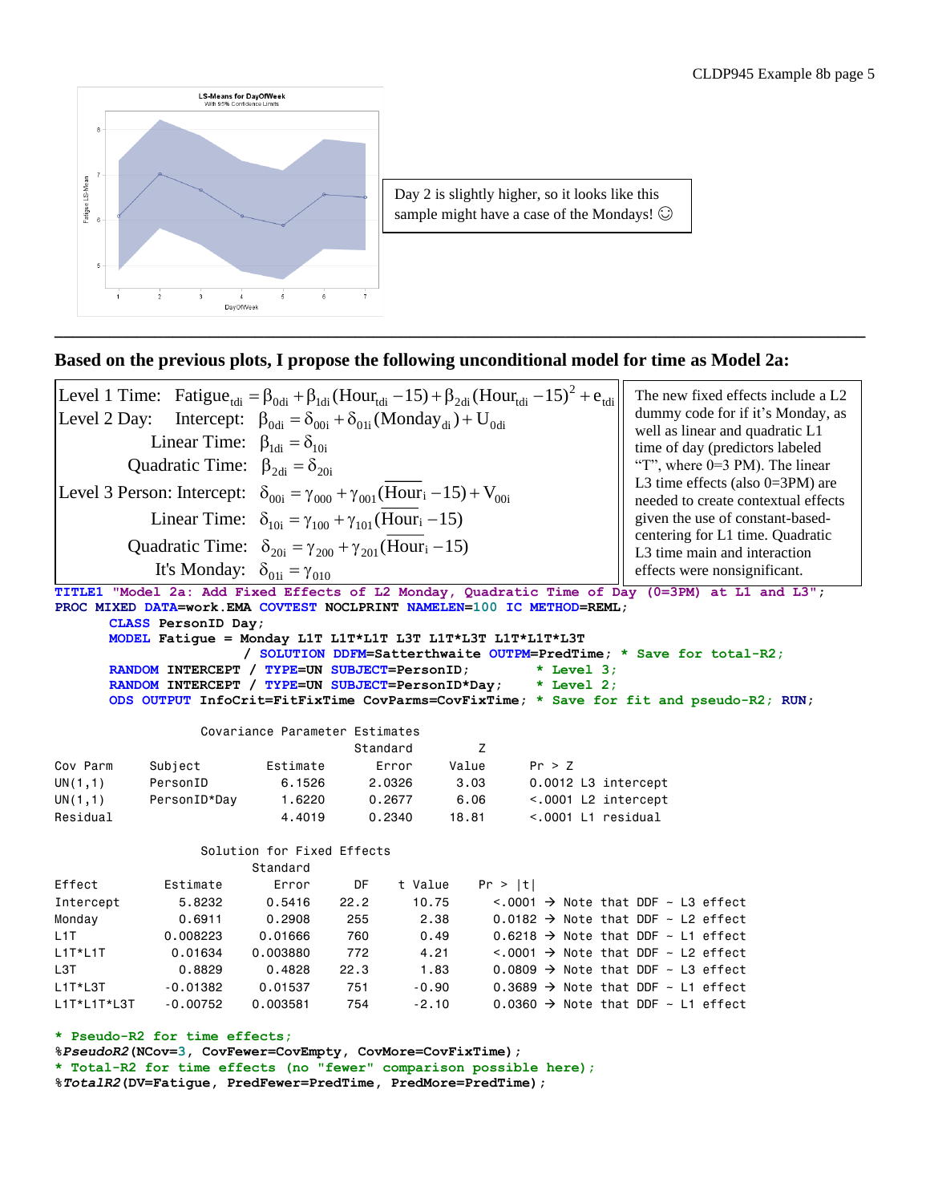Day 2 is slightly higher, so it looks like this sample might have a case of the Mondays! ☺

---

**Based on the previous plots, I propose the following unconditional model for time as Model 2a:**

$$
\begin{aligned}
&\text{Level 1 Time:} \quad \text{Fatigue}_{tdi} = \beta_{0di} + \beta_{1di}(\text{Hour}_{tdi} - 15) + \beta_{2di}(\text{Hour}_{tdi} - 15)^2 + e_{tdi} \\
&\text{Level 2 Day:} \quad \text{Intercept:} \quad \beta_{0di} = \delta_{00i} + \delta_{01i}(\text{Monday}_{di}) + U_{0di} \\
&\qquad \text{Linear Time:} \quad \beta_{1di} = \delta_{10i} \\
&\qquad \text{Quadratic Time:} \quad \beta_{2di} = \delta_{20i} \\
&\text{Level 3 Person: Intercept:} \quad \delta_{00i} = \gamma_{000} + \gamma_{001}(\overline{\text{Hour}}_i - 15) + V_{00i} \\
&\qquad \text{Linear Time:} \quad \delta_{10i} = \gamma_{100} + \gamma_{101}(\overline{\text{Hour}}_i - 15) \\
&\qquad \text{Quadratic Time:} \quad \delta_{20i} = \gamma_{200} + \gamma_{201}(\overline{\text{Hour}}_i - 15) \\
&\qquad \text{It's Monday:} \quad \delta_{01i} = \gamma_{010}
\end{aligned}
$$

The new fixed effects include a L2 dummy code for if it's Monday, as well as linear and quadratic L1 time of day (predictors labeled "T", where 0=3 PM). The linear L3 time effects (also 0=3PM) are needed to create contextual effects given the use of constant-based-centering for L1 time. Quadratic L3 time main and interaction effects were nonsignificant.

```
TITLE1 "Model 2a: Add Fixed Effects of L2 Monday, Quadratic Time of Day (0=3PM) at L1 and L3";
PROC MIXED DATA=work.EMA COVTEST NOCLPRINT NAMELEN=100 IC METHOD=REML;
     CLASS PersonID Day;
     MODEL Fatigue = Monday L1T L1T*L1T L3T L1T*L3T L1T*L1T*L3T
                    / SOLUTION DDFM=Satterthwaite OUTPM=PredTime; * Save for total-R2;
     RANDOM INTERCEPT / TYPE=UN SUBJECT=PersonID;        * Level 3;
     RANDOM INTERCEPT / TYPE=UN SUBJECT=PersonID*Day;    * Level 2;
     ODS OUTPUT InfoCrit=FitFixTime CovParms=CovFixTime; * Save for fit and pseudo-R2; RUN;
```

```
                  Covariance Parameter Estimates
                                       Standard         Z
Cov Parm     Subject         Estimate      Error     Value      Pr > Z
UN(1,1)      PersonID          6.1526     2.0326      3.03      0.0012 L3 intercept
UN(1,1)      PersonID*Day      1.6220     0.2677      6.06      <.0001 L2 intercept
Residual                       4.4019     0.2340     18.81      <.0001 L1 residual

                  Solution for Fixed Effects
                          Standard
Effect         Estimate      Error      DF    t Value    Pr > |t|
Intercept        5.8232     0.5416    22.2      10.75      <.0001 → Note that DDF ~ L3 effect
Monday           0.6911     0.2908     255       2.38      0.0182 → Note that DDF ~ L2 effect
L1T            0.008223    0.01666     760       0.49      0.6218 → Note that DDF ~ L1 effect
L1T*L1T         0.01634   0.003880     772       4.21      <.0001 → Note that DDF ~ L2 effect
L3T              0.8829     0.4828    22.3       1.83      0.0809 → Note that DDF ~ L3 effect
L1T*L3T        -0.01382    0.01537     751      -0.90      0.3689 → Note that DDF ~ L1 effect
L1T*L1T*L3T    -0.00752   0.003581     754      -2.10      0.0360 → Note that DDF ~ L1 effect
```

```
* Pseudo-R2 for time effects;
%PseudoR2(NCov=3, CovFewer=CovEmpty, CovMore=CovFixTime);
* Total-R2 for time effects (no "fewer" comparison possible here);
%TotalR2(DV=Fatigue, PredFewer=PredTime, PredMore=PredTime);
```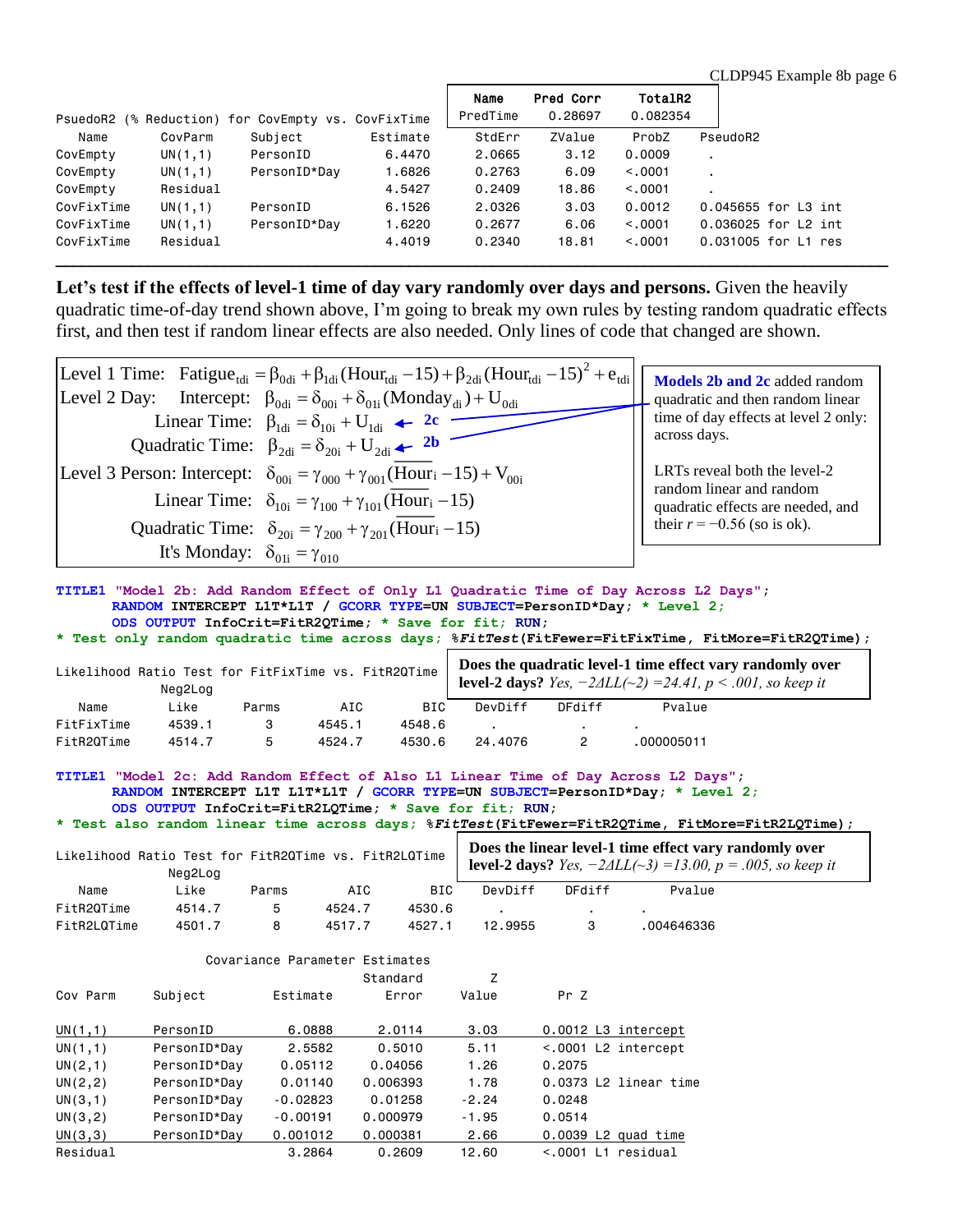| Name | Pred Corr | TotalR2 |
|---|---|---|
| PredTime | 0.28697 | 0.082354 |

PsuedoR2 (% Reduction) for CovEmpty vs. CovFixTime

| Name | CovParm | Subject | Estimate | StdErr | ZValue | ProbZ | PseudoR2 |
|---|---|---|---|---|---|---|---|
| CovEmpty | UN(1,1) | PersonID | 6.4470 | 2.0665 | 3.12 | 0.0009 | . |
| CovEmpty | UN(1,1) | PersonID*Day | 1.6826 | 0.2763 | 6.09 | <.0001 | . |
| CovEmpty | Residual | | 4.5427 | 0.2409 | 18.86 | <.0001 | . |
| CovFixTime | UN(1,1) | PersonID | 6.1526 | 2.0326 | 3.03 | 0.0012 | 0.045655 for L3 int |
| CovFixTime | UN(1,1) | PersonID*Day | 1.6220 | 0.2677 | 6.06 | <.0001 | 0.036025 for L2 int |
| CovFixTime | Residual | | 4.4019 | 0.2340 | 18.81 | <.0001 | 0.031005 for L1 res |

---

**Let's test if the effects of level-1 time of day vary randomly over days and persons.** Given the heavily quadratic time-of-day trend shown above, I'm going to break my own rules by testing random quadratic effects first, and then test if random linear effects are also needed. Only lines of code that changed are shown.

Level 1 Time: $\text{Fatigue}_{tdi} = \beta_{0di} + \beta_{1di}(\text{Hour}_{tdi} - 15) + \beta_{2di}(\text{Hour}_{tdi} - 15)^2 + e_{tdi}$

Level 2 Day: Intercept: $\beta_{0di} = \delta_{00i} + \delta_{01i}(\text{Monday}_{di}) + U_{0di}$

Linear Time: $\beta_{1di} = \delta_{10i} + U_{1di}$ ← 2c

Quadratic Time: $\beta_{2di} = \delta_{20i} + U_{2di}$ ← 2b

Level 3 Person: Intercept: $\delta_{00i} = \gamma_{000} + \gamma_{001}(\overline{\text{Hour}}_i - 15) + V_{00i}$

Linear Time: $\delta_{10i} = \gamma_{100} + \gamma_{101}(\overline{\text{Hour}}_i - 15)$

Quadratic Time: $\delta_{20i} = \gamma_{200} + \gamma_{201}(\overline{\text{Hour}}_i - 15)$

It's Monday: $\delta_{01i} = \gamma_{010}$

**Models 2b and 2c** added random quadratic and then random linear time of day effects at level 2 only: across days.

LRTs reveal both the level-2 random linear and random quadratic effects are needed, and their $r = -0.56$ (so is ok).

```
TITLE1 "Model 2b: Add Random Effect of Only L1 Quadratic Time of Day Across L2 Days";
       RANDOM INTERCEPT L1T*L1T / GCORR TYPE=UN SUBJECT=PersonID*Day; * Level 2;
       ODS OUTPUT InfoCrit=FitR2QTime; * Save for fit; RUN;
* Test only random quadratic time across days; %FitTest(FitFewer=FitFixTime, FitMore=FitR2QTime);
```

Likelihood Ratio Test for FitFixTime vs. FitR2QTime

| Name | Neg2Log Like | Parms | AIC | BIC | DevDiff | DFdiff | Pvalue |
|---|---|---|---|---|---|---|---|
| FitFixTime | 4539.1 | 3 | 4545.1 | 4548.6 | . | . | . |
| FitR2QTime | 4514.7 | 5 | 4524.7 | 4530.6 | 24.4076 | 2 | .000005011 |

**Does the quadratic level-1 time effect vary randomly over level-2 days?** *Yes, −2ΔLL(~2) =24.41, p < .001, so keep it*

```
TITLE1 "Model 2c: Add Random Effect of Also L1 Linear Time of Day Across L2 Days";
       RANDOM INTERCEPT L1T L1T*L1T / GCORR TYPE=UN SUBJECT=PersonID*Day; * Level 2;
       ODS OUTPUT InfoCrit=FitR2LQTime; * Save for fit; RUN;
* Test also random linear time across days; %FitTest(FitFewer=FitR2QTime, FitMore=FitR2LQTime);
```

Likelihood Ratio Test for FitR2QTime vs. FitR2LQTime

| Name | Neg2Log Like | Parms | AIC | BIC | DevDiff | DFdiff | Pvalue |
|---|---|---|---|---|---|---|---|
| FitR2QTime | 4514.7 | 5 | 4524.7 | 4530.6 | . | . | . |
| FitR2LQTime | 4501.7 | 8 | 4517.7 | 4527.1 | 12.9955 | 3 | .004646336 |

**Does the linear level-1 time effect vary randomly over level-2 days?** *Yes, −2ΔLL(~3) =13.00, p = .005, so keep it*

Covariance Parameter Estimates

| Cov Parm | Subject | Estimate | Standard Error | Z Value | Pr Z | |
|---|---|---|---|---|---|---|
| UN(1,1) | PersonID | 6.0888 | 2.0114 | 3.03 | 0.0012 | L3 intercept |
| UN(1,1) | PersonID*Day | 2.5582 | 0.5010 | 5.11 | <.0001 | L2 intercept |
| UN(2,1) | PersonID*Day | 0.05112 | 0.04056 | 1.26 | 0.2075 | |
| UN(2,2) | PersonID*Day | 0.01140 | 0.006393 | 1.78 | 0.0373 | L2 linear time |
| UN(3,1) | PersonID*Day | -0.02823 | 0.01258 | -2.24 | 0.0248 | |
| UN(3,2) | PersonID*Day | -0.00191 | 0.000979 | -1.95 | 0.0514 | |
| UN(3,3) | PersonID*Day | 0.001012 | 0.000381 | 2.66 | 0.0039 | L2 quad time |
| Residual | | 3.2864 | 0.2609 | 12.60 | <.0001 | L1 residual |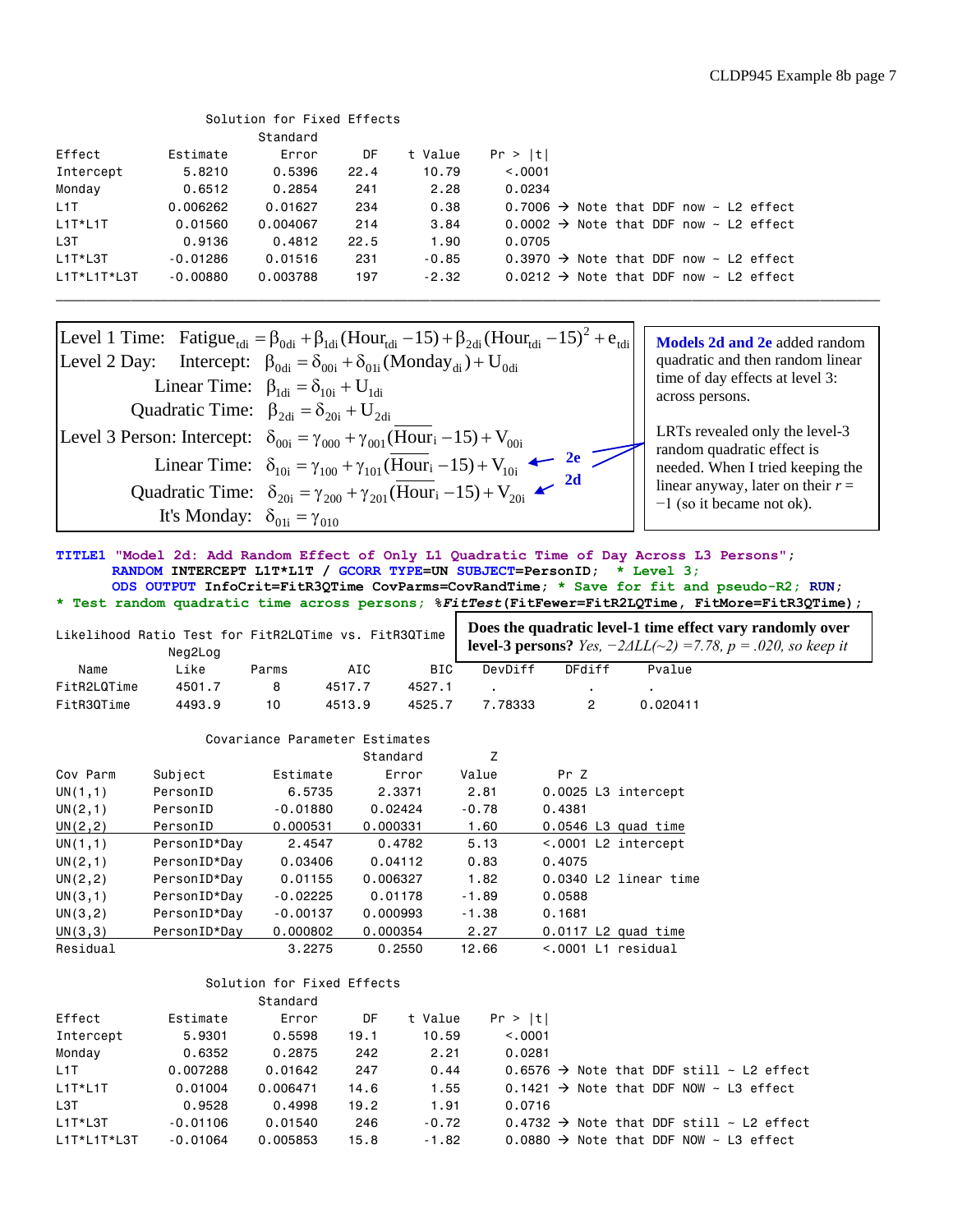Solution for Fixed Effects

| Effect | Estimate | Standard Error | DF | t Value | Pr > \|t\| | |
|---|---|---|---|---|---|---|
| Intercept | 5.8210 | 0.5396 | 22.4 | 10.79 | <.0001 | |
| Monday | 0.6512 | 0.2854 | 241 | 2.28 | 0.0234 | |
| L1T | 0.006262 | 0.01627 | 234 | 0.38 | 0.7006 | → Note that DDF now ~ L2 effect |
| L1T*L1T | 0.01560 | 0.004067 | 214 | 3.84 | 0.0002 | → Note that DDF now ~ L2 effect |
| L3T | 0.9136 | 0.4812 | 22.5 | 1.90 | 0.0705 | |
| L1T*L3T | -0.01286 | 0.01516 | 231 | -0.85 | 0.3970 | → Note that DDF now ~ L2 effect |
| L1T*L1T*L3T | -0.00880 | 0.003788 | 197 | -2.32 | 0.0212 | → Note that DDF now ~ L2 effect |

---

Level 1 Time: $\text{Fatigue}_{tdi} = \beta_{0di} + \beta_{1di}(\text{Hour}_{tdi} - 15) + \beta_{2di}(\text{Hour}_{tdi} - 15)^2 + e_{tdi}$

Level 2 Day: Intercept: $\beta_{0di} = \delta_{00i} + \delta_{01i}(\text{Monday}_{di}) + U_{0di}$

Linear Time: $\beta_{1di} = \delta_{10i} + U_{1di}$

Quadratic Time: $\beta_{2di} = \delta_{20i} + U_{2di}$

Level 3 Person: Intercept: $\delta_{00i} = \gamma_{000} + \gamma_{001}(\overline{\text{Hour}}_i - 15) + V_{00i}$

Linear Time: $\delta_{10i} = \gamma_{100} + \gamma_{101}(\overline{\text{Hour}}_i - 15) + V_{10i}$ ← 2e

Quadratic Time: $\delta_{20i} = \gamma_{200} + \gamma_{201}(\overline{\text{Hour}}_i - 15) + V_{20i}$ ← 2d

It's Monday: $\delta_{01i} = \gamma_{010}$

**Models 2d and 2e** added random quadratic and then random linear time of day effects at level 3: across persons.

LRTs revealed only the level-3 random quadratic effect is needed. When I tried keeping the linear anyway, later on their $r = -1$ (so it became not ok).

```
TITLE1 "Model 2d: Add Random Effect of Only L1 Quadratic Time of Day Across L3 Persons";
      RANDOM INTERCEPT L1T*L1T / GCORR TYPE=UN SUBJECT=PersonID;  * Level 3;
      ODS OUTPUT InfoCrit=FitR3QTime CovParms=CovRandTime; * Save for fit and pseudo-R2; RUN;
* Test random quadratic time across persons; %FitTest(FitFewer=FitR2LQTime, FitMore=FitR3QTime);
```

Likelihood Ratio Test for FitR2LQTime vs. FitR3QTime

**Does the quadratic level-1 time effect vary randomly over level-3 persons?** *Yes, −2ΔLL(~2) =7.78, p = .020, so keep it*

| Name | Neg2Log Like | Parms | AIC | BIC | DevDiff | DFdiff | Pvalue |
|---|---|---|---|---|---|---|---|
| FitR2LQTime | 4501.7 | 8 | 4517.7 | 4527.1 | . | . | . |
| FitR3QTime | 4493.9 | 10 | 4513.9 | 4525.7 | 7.78333 | 2 | 0.020411 |

Covariance Parameter Estimates

| Cov Parm | Subject | Estimate | Standard Error | Z Value | Pr Z | |
|---|---|---|---|---|---|---|
| UN(1,1) | PersonID | 6.5735 | 2.3371 | 2.81 | 0.0025 | L3 intercept |
| UN(2,1) | PersonID | -0.01880 | 0.02424 | -0.78 | 0.4381 | |
| UN(2,2) | PersonID | 0.000531 | 0.000331 | 1.60 | 0.0546 | L3 quad time |
| UN(1,1) | PersonID*Day | 2.4547 | 0.4782 | 5.13 | <.0001 | L2 intercept |
| UN(2,1) | PersonID*Day | 0.03406 | 0.04112 | 0.83 | 0.4075 | |
| UN(2,2) | PersonID*Day | 0.01155 | 0.006327 | 1.82 | 0.0340 | L2 linear time |
| UN(3,1) | PersonID*Day | -0.02225 | 0.01178 | -1.89 | 0.0588 | |
| UN(3,2) | PersonID*Day | -0.00137 | 0.000993 | -1.38 | 0.1681 | |
| UN(3,3) | PersonID*Day | 0.000802 | 0.000354 | 2.27 | 0.0117 | L2 quad time |
| Residual | | 3.2275 | 0.2550 | 12.66 | <.0001 | L1 residual |

Solution for Fixed Effects

| Effect | Estimate | Standard Error | DF | t Value | Pr > \|t\| | |
|---|---|---|---|---|---|---|
| Intercept | 5.9301 | 0.5598 | 19.1 | 10.59 | <.0001 | |
| Monday | 0.6352 | 0.2875 | 242 | 2.21 | 0.0281 | |
| L1T | 0.007288 | 0.01642 | 247 | 0.44 | 0.6576 | → Note that DDF still ~ L2 effect |
| L1T*L1T | 0.01004 | 0.006471 | 14.6 | 1.55 | 0.1421 | → Note that DDF NOW ~ L3 effect |
| L3T | 0.9528 | 0.4998 | 19.2 | 1.91 | 0.0716 | |
| L1T*L3T | -0.01106 | 0.01540 | 246 | -0.72 | 0.4732 | → Note that DDF still ~ L2 effect |
| L1T*L1T*L3T | -0.01064 | 0.005853 | 15.8 | -1.82 | 0.0880 | → Note that DDF NOW ~ L3 effect |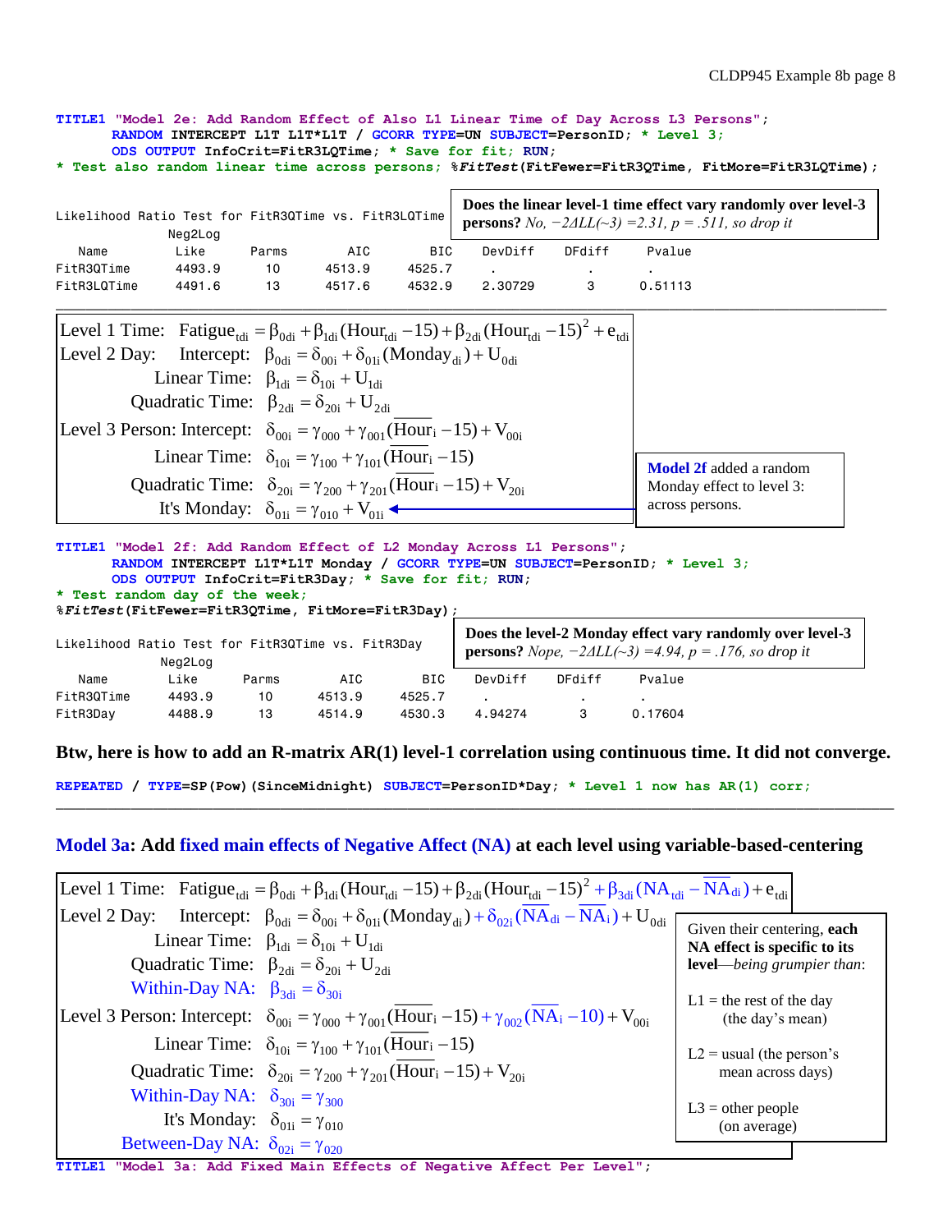```
TITLE1 "Model 2e: Add Random Effect of Also L1 Linear Time of Day Across L3 Persons";
      RANDOM INTERCEPT L1T L1T*L1T / GCORR TYPE=UN SUBJECT=PersonID; * Level 3;
      ODS OUTPUT InfoCrit=FitR3LQTime; * Save for fit; RUN;
* Test also random linear time across persons; %FitTest(FitFewer=FitR3QTime, FitMore=FitR3LQTime);
```

**Does the linear level-1 time effect vary randomly over level-3 persons?** *No, −2ΔLL(~3) =2.31, p = .511, so drop it*

```
Likelihood Ratio Test for FitR3QTime vs. FitR3LQTime
              Neg2Log
   Name        Like      Parms       AIC        BIC     DevDiff     DFdiff     Pvalue
FitR3QTime    4493.9      10       4513.9     4525.7       .           .          .
FitR3LQTime   4491.6      13       4517.6     4532.9    2.30729        3       0.51113
```

---

$$\text{Level 1 Time:}\quad \text{Fatigue}_{tdi} = \beta_{0di} + \beta_{1di}(\text{Hour}_{tdi} - 15) + \beta_{2di}(\text{Hour}_{tdi} - 15)^2 + e_{tdi}$$

$$\text{Level 2 Day:}\quad \text{Intercept: } \beta_{0di} = \delta_{00i} + \delta_{01i}(\text{Monday}_{di}) + U_{0di}$$

$$\text{Linear Time: } \beta_{1di} = \delta_{10i} + U_{1di}$$

$$\text{Quadratic Time: } \beta_{2di} = \delta_{20i} + U_{2di}$$

$$\text{Level 3 Person: Intercept: } \delta_{00i} = \gamma_{000} + \gamma_{001}(\overline{\text{Hour}}_i - 15) + V_{00i}$$

$$\text{Linear Time: } \delta_{10i} = \gamma_{100} + \gamma_{101}(\overline{\text{Hour}}_i - 15)$$

$$\text{Quadratic Time: } \delta_{20i} = \gamma_{200} + \gamma_{201}(\overline{\text{Hour}}_i - 15) + V_{20i}$$

$$\text{It's Monday: } \delta_{01i} = \gamma_{010} + V_{01i}$$

**Model 2f** added a random Monday effect to level 3: across persons.

```
TITLE1 "Model 2f: Add Random Effect of L2 Monday Across L1 Persons";
      RANDOM INTERCEPT L1T*L1T Monday / GCORR TYPE=UN SUBJECT=PersonID; * Level 3;
      ODS OUTPUT InfoCrit=FitR3Day; * Save for fit; RUN;
* Test random day of the week;
%FitTest(FitFewer=FitR3QTime, FitMore=FitR3Day);
```

**Does the level-2 Monday effect vary randomly over level-3 persons?** *Nope, −2ΔLL(~3) =4.94, p = .176, so drop it*

```
Likelihood Ratio Test for FitR3QTime vs. FitR3Day
              Neg2Log
   Name        Like      Parms       AIC        BIC     DevDiff     DFdiff     Pvalue
FitR3QTime    4493.9      10       4513.9     4525.7       .           .          .
FitR3Day      4488.9      13       4514.9     4530.3    4.94274        3       0.17604
```

**Btw, here is how to add an R-matrix AR(1) level-1 correlation using continuous time. It did not converge.**

```
REPEATED / TYPE=SP(Pow)(SinceMidnight) SUBJECT=PersonID*Day; * Level 1 now has AR(1) corr;
```

---

## Model 3a: Add fixed main effects of Negative Affect (NA) at each level using variable-based-centering

$$\text{Level 1 Time:}\quad \text{Fatigue}_{tdi} = \beta_{0di} + \beta_{1di}(\text{Hour}_{tdi} - 15) + \beta_{2di}(\text{Hour}_{tdi} - 15)^2 + \beta_{3di}(\text{NA}_{tdi} - \overline{\text{NA}}_{di}) + e_{tdi}$$

$$\text{Level 2 Day:}\quad \text{Intercept: } \beta_{0di} = \delta_{00i} + \delta_{01i}(\text{Monday}_{di}) + \delta_{02i}(\overline{\text{NA}}_{di} - \overline{\text{NA}}_i) + U_{0di}$$

$$\text{Linear Time: } \beta_{1di} = \delta_{10i} + U_{1di}$$

$$\text{Quadratic Time: } \beta_{2di} = \delta_{20i} + U_{2di}$$

$$\text{Within-Day NA: } \beta_{3di} = \delta_{30i}$$

$$\text{Level 3 Person: Intercept: } \delta_{00i} = \gamma_{000} + \gamma_{001}(\overline{\text{Hour}}_i - 15) + \gamma_{002}(\overline{\text{NA}}_i - 10) + V_{00i}$$

$$\text{Linear Time: } \delta_{10i} = \gamma_{100} + \gamma_{101}(\overline{\text{Hour}}_i - 15)$$

$$\text{Quadratic Time: } \delta_{20i} = \gamma_{200} + \gamma_{201}(\overline{\text{Hour}}_i - 15) + V_{20i}$$

$$\text{Within-Day NA: } \delta_{30i} = \gamma_{300}$$

$$\text{It's Monday: } \delta_{01i} = \gamma_{010}$$

$$\text{Between-Day NA: } \delta_{02i} = \gamma_{020}$$

Given their centering, **each NA effect is specific to its level**—*being grumpier than*:

L1 = the rest of the day (the day's mean)

L2 = usual (the person's mean across days)

L3 = other people (on average)

```
TITLE1 "Model 3a: Add Fixed Main Effects of Negative Affect Per Level";
```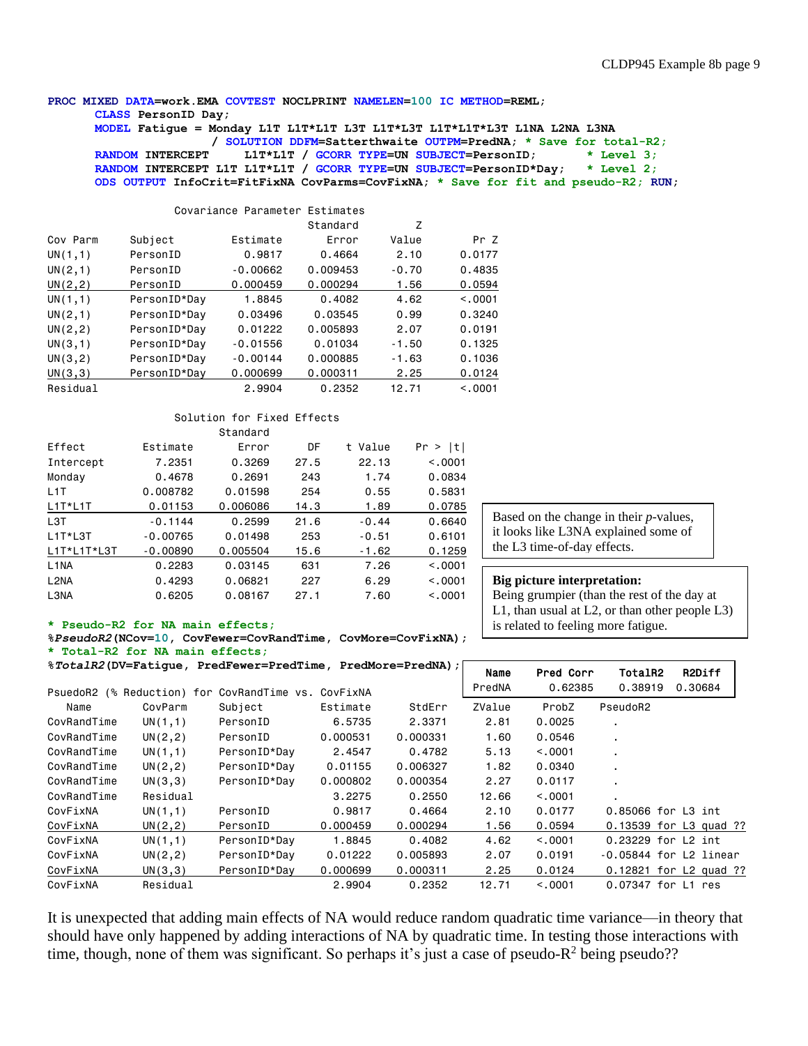```
PROC MIXED DATA=work.EMA COVTEST NOCLPRINT NAMELEN=100 IC METHOD=REML;
     CLASS PersonID Day;
     MODEL Fatigue = Monday L1T L1T*L1T L3T L1T*L3T L1T*L1T*L3T L1NA L2NA L3NA
                    / SOLUTION DDFM=Satterthwaite OUTPM=PredNA; * Save for total-R2;
     RANDOM INTERCEPT     L1T*L1T / GCORR TYPE=UN SUBJECT=PersonID;         * Level 3;
     RANDOM INTERCEPT L1T L1T*L1T / GCORR TYPE=UN SUBJECT=PersonID*Day;     * Level 2;
     ODS OUTPUT InfoCrit=FitFixNA CovParms=CovFixNA; * Save for fit and pseudo-R2; RUN;
```

Covariance Parameter Estimates

| Cov Parm | Subject | Estimate | Standard Error | Z Value | Pr Z |
|---|---|---|---|---|---|
| UN(1,1) | PersonID | 0.9817 | 0.4664 | 2.10 | 0.0177 |
| UN(2,1) | PersonID | -0.00662 | 0.009453 | -0.70 | 0.4835 |
| UN(2,2) | PersonID | 0.000459 | 0.000294 | 1.56 | 0.0594 |
| UN(1,1) | PersonID*Day | 1.8845 | 0.4082 | 4.62 | <.0001 |
| UN(2,1) | PersonID*Day | 0.03496 | 0.03545 | 0.99 | 0.3240 |
| UN(2,2) | PersonID*Day | 0.01222 | 0.005893 | 2.07 | 0.0191 |
| UN(3,1) | PersonID*Day | -0.01556 | 0.01034 | -1.50 | 0.1325 |
| UN(3,2) | PersonID*Day | -0.00144 | 0.000885 | -1.63 | 0.1036 |
| UN(3,3) | PersonID*Day | 0.000699 | 0.000311 | 2.25 | 0.0124 |
| Residual | | 2.9904 | 0.2352 | 12.71 | <.0001 |

Solution for Fixed Effects

| Effect | Estimate | Standard Error | DF | t Value | Pr > \|t\| |
|---|---|---|---|---|---|
| Intercept | 7.2351 | 0.3269 | 27.5 | 22.13 | <.0001 |
| Monday | 0.4678 | 0.2691 | 243 | 1.74 | 0.0834 |
| L1T | 0.008782 | 0.01598 | 254 | 0.55 | 0.5831 |
| L1T*L1T | 0.01153 | 0.006086 | 14.3 | 1.89 | 0.0785 |
| L3T | -0.1144 | 0.2599 | 21.6 | -0.44 | 0.6640 |
| L1T*L3T | -0.00765 | 0.01498 | 253 | -0.51 | 0.6101 |
| L1T*L1T*L3T | -0.00890 | 0.005504 | 15.6 | -1.62 | 0.1259 |
| L1NA | 0.2283 | 0.03145 | 631 | 7.26 | <.0001 |
| L2NA | 0.4293 | 0.06821 | 227 | 6.29 | <.0001 |
| L3NA | 0.6205 | 0.08167 | 27.1 | 7.60 | <.0001 |

Based on the change in their *p*-values, it looks like L3NA explained some of the L3 time-of-day effects.

**Big picture interpretation:**
Being grumpier (than the rest of the day at L1, than usual at L2, or than other people L3) is related to feeling more fatigue.

```
* Pseudo-R2 for NA main effects;
%PseudoR2(NCov=10, CovFewer=CovRandTime, CovMore=CovFixNA);
* Total-R2 for NA main effects;
%TotalR2(DV=Fatigue, PredFewer=PredTime, PredMore=PredNA);
```

| Name | Pred Corr | TotalR2 | R2Diff |
|---|---|---|---|
| PredNA | 0.62385 | 0.38919 | 0.30684 |

PsuedoR2 (% Reduction) for CovRandTime vs. CovFixNA

| Name | CovParm | Subject | Estimate | StdErr | ZValue | ProbZ | PseudoR2 |
|---|---|---|---|---|---|---|---|
| CovRandTime | UN(1,1) | PersonID | 6.5735 | 2.3371 | 2.81 | 0.0025 | . |
| CovRandTime | UN(2,2) | PersonID | 0.000531 | 0.000331 | 1.60 | 0.0546 | . |
| CovRandTime | UN(1,1) | PersonID*Day | 2.4547 | 0.4782 | 5.13 | <.0001 | . |
| CovRandTime | UN(2,2) | PersonID*Day | 0.01155 | 0.006327 | 1.82 | 0.0340 | . |
| CovRandTime | UN(3,3) | PersonID*Day | 0.000802 | 0.000354 | 2.27 | 0.0117 | . |
| CovRandTime | Residual | | 3.2275 | 0.2550 | 12.66 | <.0001 | . |
| CovFixNA | UN(1,1) | PersonID | 0.9817 | 0.4664 | 2.10 | 0.0177 | 0.85066 for L3 int |
| CovFixNA | UN(2,2) | PersonID | 0.000459 | 0.000294 | 1.56 | 0.0594 | 0.13539 for L3 quad ?? |
| CovFixNA | UN(1,1) | PersonID*Day | 1.8845 | 0.4082 | 4.62 | <.0001 | 0.23229 for L2 int |
| CovFixNA | UN(2,2) | PersonID*Day | 0.01222 | 0.005893 | 2.07 | 0.0191 | -0.05844 for L2 linear |
| CovFixNA | UN(3,3) | PersonID*Day | 0.000699 | 0.000311 | 2.25 | 0.0124 | 0.12821 for L2 quad ?? |
| CovFixNA | Residual | | 2.9904 | 0.2352 | 12.71 | <.0001 | 0.07347 for L1 res |

It is unexpected that adding main effects of NA would reduce random quadratic time variance—in theory that should have only happened by adding interactions of NA by quadratic time. In testing those interactions with time, though, none of them was significant. So perhaps it's just a case of pseudo-$R^2$ being pseudo??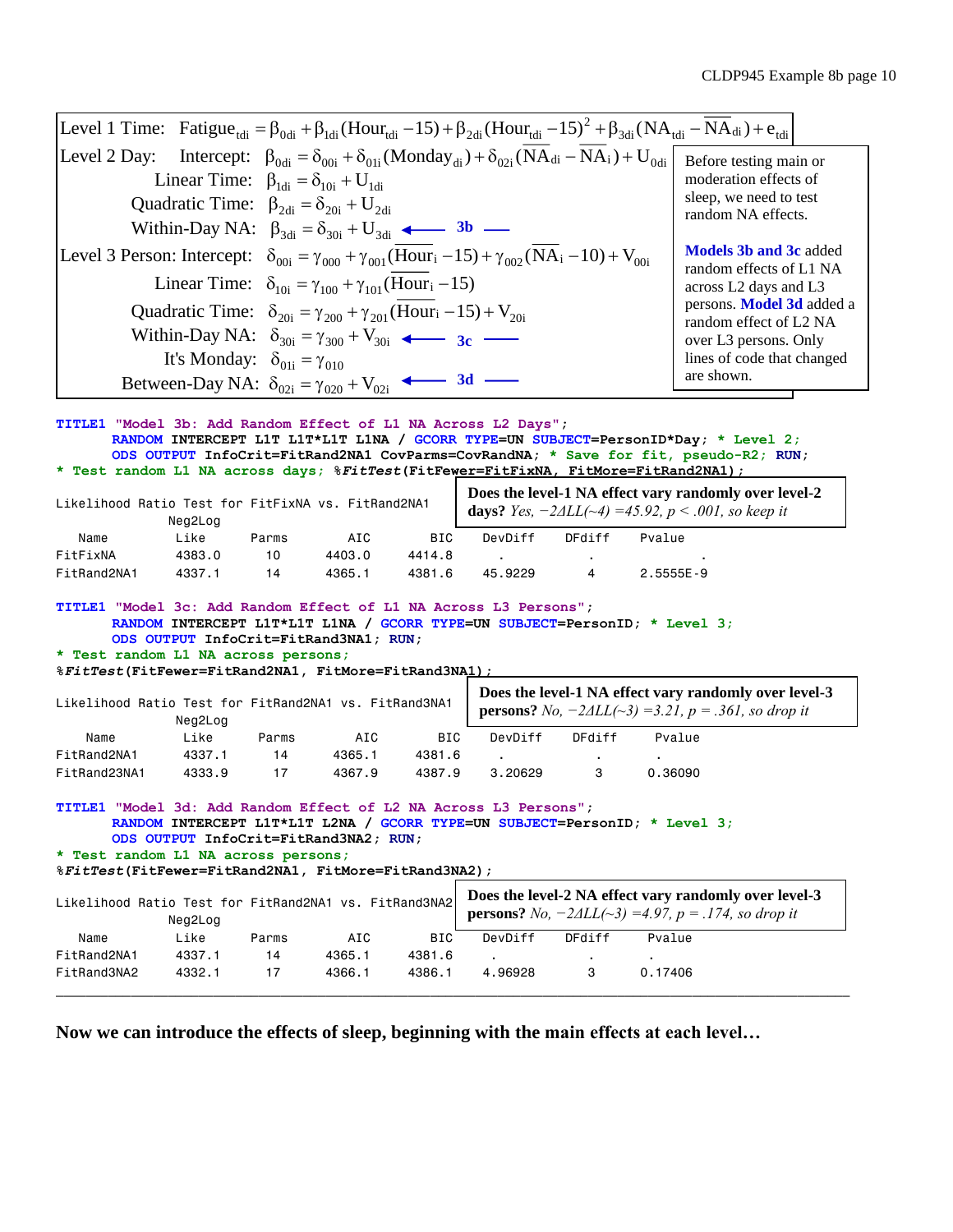**Level 1 Time:** $\text{Fatigue}_{tdi} = \beta_{0di} + \beta_{1di}(\text{Hour}_{tdi} - 15) + \beta_{2di}(\text{Hour}_{tdi} - 15)^2 + \beta_{3di}(\text{NA}_{tdi} - \overline{\text{NA}}_{di}) + e_{tdi}$

**Level 2 Day:**

- Intercept: $\beta_{0di} = \delta_{00i} + \delta_{01i}(\text{Monday}_{di}) + \delta_{02i}(\overline{\text{NA}}_{di} - \overline{\text{NA}}_{i}) + U_{0di}$
- Linear Time: $\beta_{1di} = \delta_{10i} + U_{1di}$
- Quadratic Time: $\beta_{2di} = \delta_{20i} + U_{2di}$
- Within-Day NA: $\beta_{3di} = \delta_{30i} + U_{3di}$ ← **3b**

**Level 3 Person:**

- Intercept: $\delta_{00i} = \gamma_{000} + \gamma_{001}(\overline{\text{Hour}}_{i} - 15) + \gamma_{002}(\overline{\text{NA}}_{i} - 10) + V_{00i}$
- Linear Time: $\delta_{10i} = \gamma_{100} + \gamma_{101}(\overline{\text{Hour}}_{i} - 15)$
- Quadratic Time: $\delta_{20i} = \gamma_{200} + \gamma_{201}(\overline{\text{Hour}}_{i} - 15) + V_{20i}$
- Within-Day NA: $\delta_{30i} = \gamma_{300} + V_{30i}$ ← **3c**
- It's Monday: $\delta_{01i} = \gamma_{010}$
- Between-Day NA: $\delta_{02i} = \gamma_{020} + V_{02i}$ ← **3d**

Before testing main or moderation effects of sleep, we need to test random NA effects.

**Models 3b and 3c** added random effects of L1 NA across L2 days and L3 persons. **Model 3d** added a random effect of L2 NA over L3 persons. Only lines of code that changed are shown.

```
TITLE1 "Model 3b: Add Random Effect of L1 NA Across L2 Days";
       RANDOM INTERCEPT L1T L1T*L1T L1NA / GCORR TYPE=UN SUBJECT=PersonID*Day; * Level 2;
       ODS OUTPUT InfoCrit=FitRand2NA1 CovParms=CovRandNA; * Save for fit, pseudo-R2; RUN;
* Test random L1 NA across days; %FitTest(FitFewer=FitFixNA, FitMore=FitRand2NA1);
```

Likelihood Ratio Test for FitFixNA vs. FitRand2NA1

**Does the level-1 NA effect vary randomly over level-2 days?** *Yes, $-2\Delta LL(\sim4) = 45.92$, $p < .001$, so keep it*

| Name | Neg2Log Like | Parms | AIC | BIC | DevDiff | DFdiff | Pvalue |
|---|---|---|---|---|---|---|---|
| FitFixNA | 4383.0 | 10 | 4403.0 | 4414.8 | . | . | . |
| FitRand2NA1 | 4337.1 | 14 | 4365.1 | 4381.6 | 45.9229 | 4 | 2.5555E-9 |

```
TITLE1 "Model 3c: Add Random Effect of L1 NA Across L3 Persons";
       RANDOM INTERCEPT L1T*L1T L1NA / GCORR TYPE=UN SUBJECT=PersonID; * Level 3;
       ODS OUTPUT InfoCrit=FitRand3NA1; RUN;
* Test random L1 NA across persons;
%FitTest(FitFewer=FitRand2NA1, FitMore=FitRand3NA1);
```

Likelihood Ratio Test for FitRand2NA1 vs. FitRand3NA1

**Does the level-1 NA effect vary randomly over level-3 persons?** *No, $-2\Delta LL(\sim3) = 3.21$, $p = .361$, so drop it*

| Name | Neg2Log Like | Parms | AIC | BIC | DevDiff | DFdiff | Pvalue |
|---|---|---|---|---|---|---|---|
| FitRand2NA1 | 4337.1 | 14 | 4365.1 | 4381.6 | . | . | . |
| FitRand23NA1 | 4333.9 | 17 | 4367.9 | 4387.9 | 3.20629 | 3 | 0.36090 |

```
TITLE1 "Model 3d: Add Random Effect of L2 NA Across L3 Persons";
       RANDOM INTERCEPT L1T*L1T L2NA / GCORR TYPE=UN SUBJECT=PersonID; * Level 3;
       ODS OUTPUT InfoCrit=FitRand3NA2; RUN;
* Test random L1 NA across persons;
%FitTest(FitFewer=FitRand2NA1, FitMore=FitRand3NA2);
```

Likelihood Ratio Test for FitRand2NA1 vs. FitRand3NA2

**Does the level-2 NA effect vary randomly over level-3 persons?** *No, $-2\Delta LL(\sim3) = 4.97$, $p = .174$, so drop it*

| Name | Neg2Log Like | Parms | AIC | BIC | DevDiff | DFdiff | Pvalue |
|---|---|---|---|---|---|---|---|
| FitRand2NA1 | 4337.1 | 14 | 4365.1 | 4381.6 | . | . | . |
| FitRand3NA2 | 4332.1 | 17 | 4366.1 | 4386.1 | 4.96928 | 3 | 0.17406 |

---

**Now we can introduce the effects of sleep, beginning with the main effects at each level…**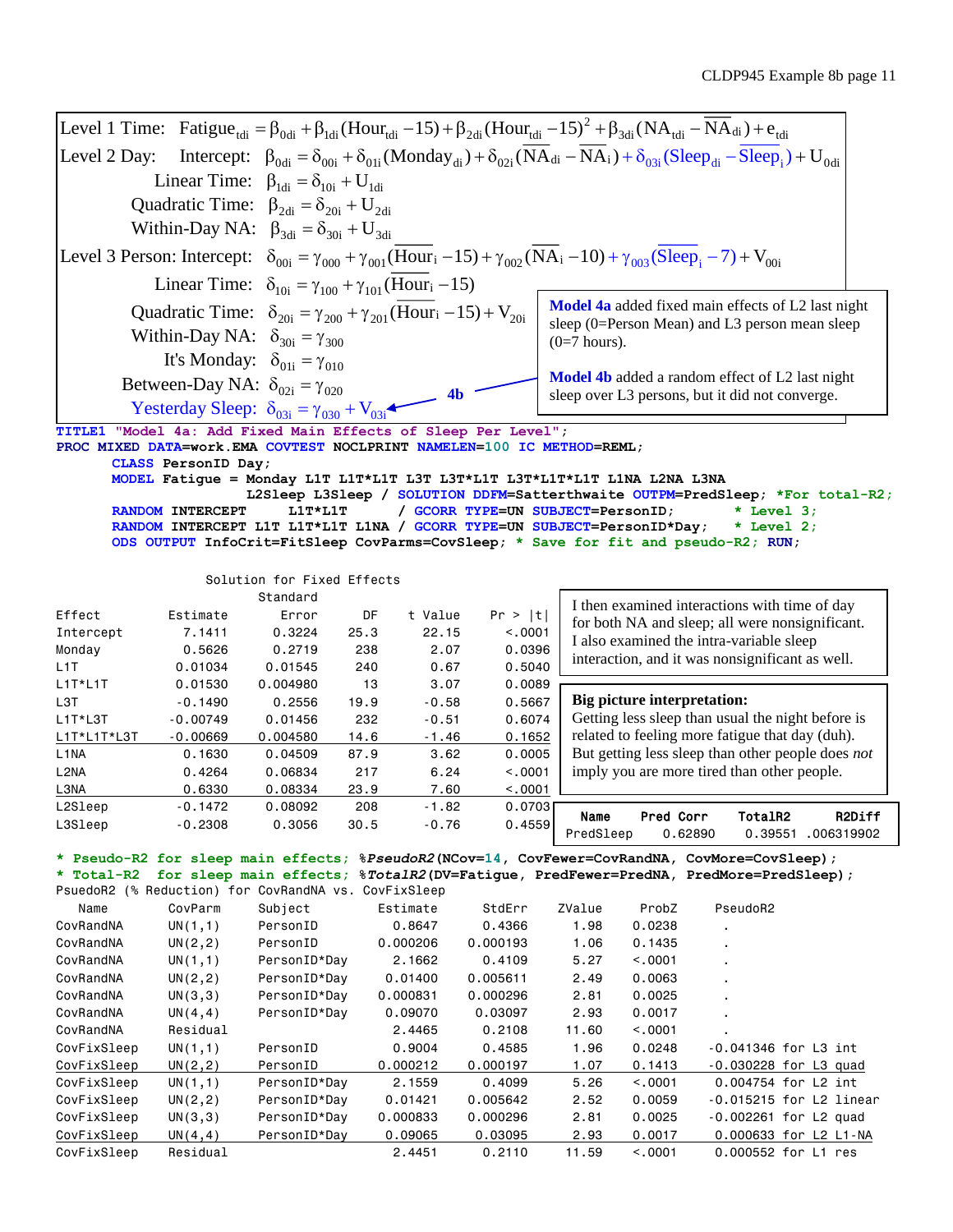Level 1 Time: $\text{Fatigue}_{tdi} = \beta_{0di} + \beta_{1di}(\text{Hour}_{tdi} - 15) + \beta_{2di}(\text{Hour}_{tdi} - 15)^2 + \beta_{3di}(\text{NA}_{tdi} - \overline{\text{NA}}_{di}) + e_{tdi}$

Level 2 Day: Intercept: $\beta_{0di} = \delta_{00i} + \delta_{01i}(\text{Monday}_{di}) + \delta_{02i}(\overline{\text{NA}}_{di} - \overline{\text{NA}}_i) + \delta_{03i}(\text{Sleep}_{di} - \overline{\text{Sleep}}_i) + U_{0di}$

Linear Time: $\beta_{1di} = \delta_{10i} + U_{1di}$

Quadratic Time: $\beta_{2di} = \delta_{20i} + U_{2di}$

Within-Day NA: $\beta_{3di} = \delta_{30i} + U_{3di}$

Level 3 Person: Intercept: $\delta_{00i} = \gamma_{000} + \gamma_{001}(\overline{\text{Hour}}_i - 15) + \gamma_{002}(\overline{\text{NA}}_i - 10) + \gamma_{003}(\overline{\text{Sleep}}_i - 7) + V_{00i}$

Linear Time: $\delta_{10i} = \gamma_{100} + \gamma_{101}(\overline{\text{Hour}}_i - 15)$

Quadratic Time: $\delta_{20i} = \gamma_{200} + \gamma_{201}(\overline{\text{Hour}}_i - 15) + V_{20i}$

Within-Day NA: $\delta_{30i} = \gamma_{300}$

It's Monday: $\delta_{01i} = \gamma_{010}$

Between-Day NA: $\delta_{02i} = \gamma_{020}$

Yesterday Sleep: $\delta_{03i} = \gamma_{030} + V_{03i}$ (4b)

**Model 4a** added fixed main effects of L2 last night sleep (0=Person Mean) and L3 person mean sleep (0=7 hours).

**Model 4b** added a random effect of L2 last night sleep over L3 persons, but it did not converge.

```
TITLE1 "Model 4a: Add Fixed Main Effects of Sleep Per Level";
PROC MIXED DATA=work.EMA COVTEST NOCLPRINT NAMELEN=100 IC METHOD=REML;
      CLASS PersonID Day;
      MODEL Fatigue = Monday L1T L1T*L1T L3T L3T*L1T L3T*L1T*L1T L1NA L2NA L3NA
                      L2Sleep L3Sleep / SOLUTION DDFM=Satterthwaite OUTPM=PredSleep; *For total-R2;
      RANDOM INTERCEPT       L1T*L1T       / GCORR TYPE=UN SUBJECT=PersonID;       * Level 3;
      RANDOM INTERCEPT L1T L1T*L1T L1NA / GCORR TYPE=UN SUBJECT=PersonID*Day;    * Level 2;
      ODS OUTPUT InfoCrit=FitSleep CovParms=CovSleep; * Save for fit and pseudo-R2; RUN;
```

Solution for Fixed Effects

| Effect | Estimate | Standard Error | DF | t Value | Pr > \|t\| |
|---|---|---|---|---|---|
| Intercept | 7.1411 | 0.3224 | 25.3 | 22.15 | <.0001 |
| Monday | 0.5626 | 0.2719 | 238 | 2.07 | 0.0396 |
| L1T | 0.01034 | 0.01545 | 240 | 0.67 | 0.5040 |
| L1T*L1T | 0.01530 | 0.004980 | 13 | 3.07 | 0.0089 |
| L3T | -0.1490 | 0.2556 | 19.9 | -0.58 | 0.5667 |
| L1T*L3T | -0.00749 | 0.01456 | 232 | -0.51 | 0.6074 |
| L1T*L1T*L3T | -0.00669 | 0.004580 | 14.6 | -1.46 | 0.1652 |
| L1NA | 0.1630 | 0.04509 | 87.9 | 3.62 | 0.0005 |
| L2NA | 0.4264 | 0.06834 | 217 | 6.24 | <.0001 |
| L3NA | 0.6330 | 0.08334 | 23.9 | 7.60 | <.0001 |
| L2Sleep | -0.1472 | 0.08092 | 208 | -1.82 | 0.0703 |
| L3Sleep | -0.2308 | 0.3056 | 30.5 | -0.76 | 0.4559 |

I then examined interactions with time of day for both NA and sleep; all were nonsignificant. I also examined the intra-variable sleep interaction, and it was nonsignificant as well.

**Big picture interpretation:** Getting less sleep than usual the night before is related to feeling more fatigue that day (duh). But getting less sleep than other people does *not* imply you are more tired than other people.

| Name | Pred Corr | TotalR2 | R2Diff |
|---|---|---|---|
| PredSleep | 0.62890 | 0.39551 | .006319902 |

```
* Pseudo-R2 for sleep main effects; %PseudoR2(NCov=14, CovFewer=CovRandNA, CovMore=CovSleep);
* Total-R2  for sleep main effects; %TotalR2(DV=Fatigue, PredFewer=PredNA, PredMore=PredSleep);
```

PsuedoR2 (% Reduction) for CovRandNA vs. CovFixSleep

| Name | CovParm | Subject | Estimate | StdErr | ZValue | ProbZ | PseudoR2 |
|---|---|---|---|---|---|---|---|
| CovRandNA | UN(1,1) | PersonID | 0.8647 | 0.4366 | 1.98 | 0.0238 | . |
| CovRandNA | UN(2,2) | PersonID | 0.000206 | 0.000193 | 1.06 | 0.1435 | . |
| CovRandNA | UN(1,1) | PersonID*Day | 2.1662 | 0.4109 | 5.27 | <.0001 | . |
| CovRandNA | UN(2,2) | PersonID*Day | 0.01400 | 0.005611 | 2.49 | 0.0063 | . |
| CovRandNA | UN(3,3) | PersonID*Day | 0.000831 | 0.000296 | 2.81 | 0.0025 | . |
| CovRandNA | UN(4,4) | PersonID*Day | 0.09070 | 0.03097 | 2.93 | 0.0017 | . |
| CovRandNA | Residual | | 2.4465 | 0.2108 | 11.60 | <.0001 | . |
| CovFixSleep | UN(1,1) | PersonID | 0.9004 | 0.4585 | 1.96 | 0.0248 | -0.041346 for L3 int |
| CovFixSleep | UN(2,2) | PersonID | 0.000212 | 0.000197 | 1.07 | 0.1413 | -0.030228 for L3 quad |
| CovFixSleep | UN(1,1) | PersonID*Day | 2.1559 | 0.4099 | 5.26 | <.0001 | 0.004754 for L2 int |
| CovFixSleep | UN(2,2) | PersonID*Day | 0.01421 | 0.005642 | 2.52 | 0.0059 | -0.015215 for L2 linear |
| CovFixSleep | UN(3,3) | PersonID*Day | 0.000833 | 0.000296 | 2.81 | 0.0025 | -0.002261 for L2 quad |
| CovFixSleep | UN(4,4) | PersonID*Day | 0.09065 | 0.03095 | 2.93 | 0.0017 | 0.000633 for L2 L1-NA |
| CovFixSleep | Residual | | 2.4451 | 0.2110 | 11.59 | <.0001 | 0.000552 for L1 res |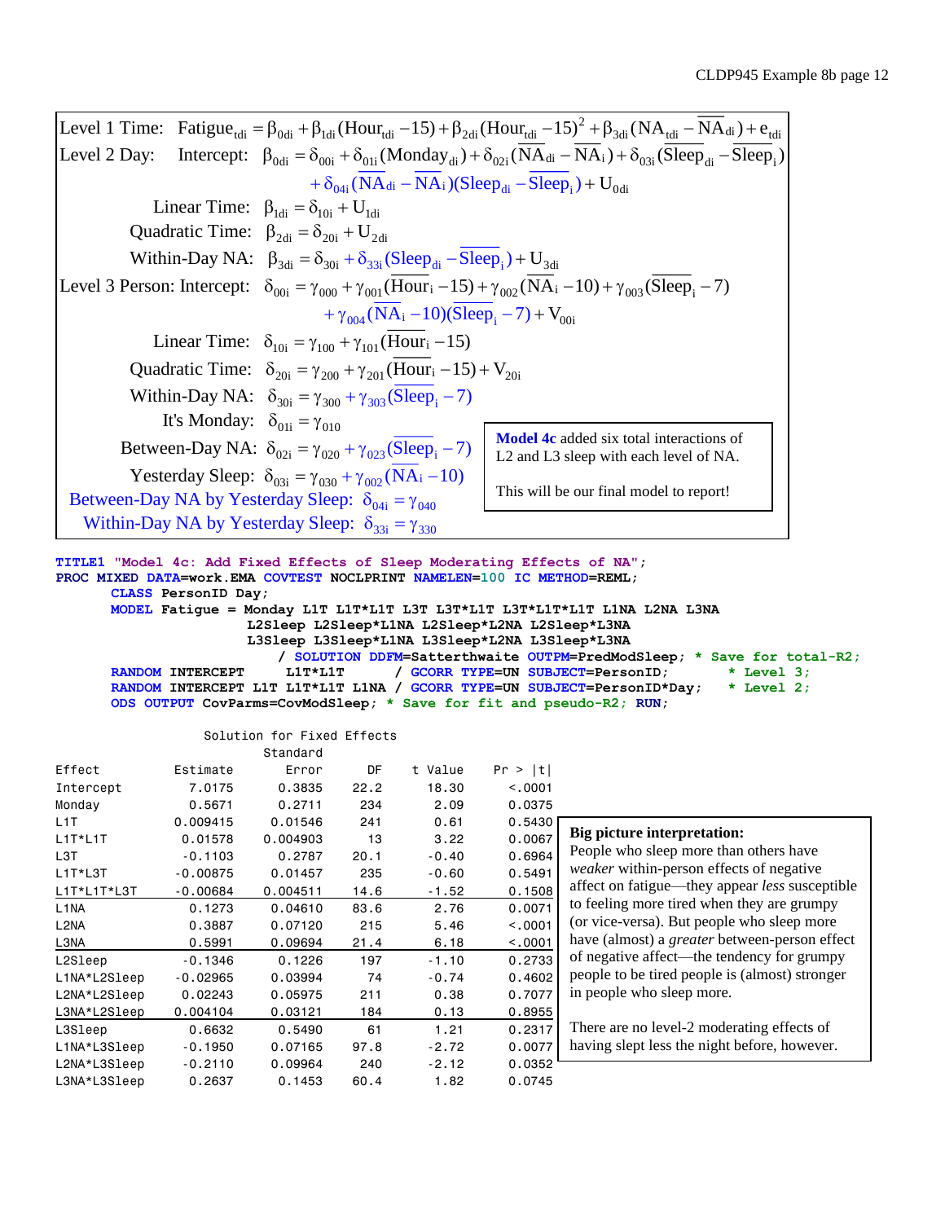**Level 1 Time:** $\text{Fatigue}_{tdi} = \beta_{0di} + \beta_{1di}(\text{Hour}_{tdi} - 15) + \beta_{2di}(\text{Hour}_{tdi} - 15)^2 + \beta_{3di}(\text{NA}_{tdi} - \overline{\text{NA}}_{di}) + e_{tdi}$

**Level 2 Day:**

Intercept: $\beta_{0di} = \delta_{00i} + \delta_{01i}(\text{Monday}_{di}) + \delta_{02i}(\overline{\text{NA}}_{di} - \overline{\text{NA}}_{i}) + \delta_{03i}(\text{Sleep}_{di} - \overline{\text{Sleep}}_{i}) + \delta_{04i}(\overline{\text{NA}}_{di} - \overline{\text{NA}}_{i})(\text{Sleep}_{di} - \overline{\text{Sleep}}_{i}) + U_{0di}$

Linear Time: $\beta_{1di} = \delta_{10i} + U_{1di}$

Quadratic Time: $\beta_{2di} = \delta_{20i} + U_{2di}$

Within-Day NA: $\beta_{3di} = \delta_{30i} + \delta_{33i}(\text{Sleep}_{di} - \overline{\text{Sleep}}_{i}) + U_{3di}$

**Level 3 Person:**

Intercept: $\delta_{00i} = \gamma_{000} + \gamma_{001}(\overline{\text{Hour}}_{i} - 15) + \gamma_{002}(\overline{\text{NA}}_{i} - 10) + \gamma_{003}(\overline{\text{Sleep}}_{i} - 7) + \gamma_{004}(\overline{\text{NA}}_{i} - 10)(\overline{\text{Sleep}}_{i} - 7) + V_{00i}$

Linear Time: $\delta_{10i} = \gamma_{100} + \gamma_{101}(\overline{\text{Hour}}_{i} - 15)$

Quadratic Time: $\delta_{20i} = \gamma_{200} + \gamma_{201}(\overline{\text{Hour}}_{i} - 15) + V_{20i}$

Within-Day NA: $\delta_{30i} = \gamma_{300} + \gamma_{303}(\overline{\text{Sleep}}_{i} - 7)$

It's Monday: $\delta_{01i} = \gamma_{010}$

Between-Day NA: $\delta_{02i} = \gamma_{020} + \gamma_{023}(\overline{\text{Sleep}}_{i} - 7)$

Yesterday Sleep: $\delta_{03i} = \gamma_{030} + \gamma_{002}(\overline{\text{NA}}_{i} - 10)$

Between-Day NA by Yesterday Sleep: $\delta_{04i} = \gamma_{040}$

Within-Day NA by Yesterday Sleep: $\delta_{33i} = \gamma_{330}$

**Model 4c** added six total interactions of L2 and L3 sleep with each level of NA.

This will be our final model to report!

```
TITLE1 "Model 4c: Add Fixed Effects of Sleep Moderating Effects of NA";
PROC MIXED DATA=work.EMA COVTEST NOCLPRINT NAMELEN=100 IC METHOD=REML;
      CLASS PersonID Day;
      MODEL Fatigue = Monday L1T L1T*L1T L3T L3T*L1T L3T*L1T*L1T L1NA L2NA L3NA
                      L2Sleep L2Sleep*L1NA L2Sleep*L2NA L2Sleep*L3NA
                      L3Sleep L3Sleep*L1NA L3Sleep*L2NA L3Sleep*L3NA
                         / SOLUTION DDFM=Satterthwaite OUTPM=PredModSleep; * Save for total-R2;
      RANDOM INTERCEPT     L1T*L1T      / GCORR TYPE=UN SUBJECT=PersonID;        * Level 3;
      RANDOM INTERCEPT L1T L1T*L1T L1NA / GCORR TYPE=UN SUBJECT=PersonID*Day;    * Level 2;
      ODS OUTPUT CovParms=CovModSleep; * Save for fit and pseudo-R2; RUN;
```

Solution for Fixed Effects

| Effect | Estimate | Standard Error | DF | t Value | Pr > \|t\| |
|---|---|---|---|---|---|
| Intercept | 7.0175 | 0.3835 | 22.2 | 18.30 | <.0001 |
| Monday | 0.5671 | 0.2711 | 234 | 2.09 | 0.0375 |
| L1T | 0.009415 | 0.01546 | 241 | 0.61 | 0.5430 |
| L1T*L1T | 0.01578 | 0.004903 | 13 | 3.22 | 0.0067 |
| L3T | -0.1103 | 0.2787 | 20.1 | -0.40 | 0.6964 |
| L1T*L3T | -0.00875 | 0.01457 | 235 | -0.60 | 0.5491 |
| L1T*L1T*L3T | -0.00684 | 0.004511 | 14.6 | -1.52 | 0.1508 |
| L1NA | 0.1273 | 0.04610 | 83.6 | 2.76 | 0.0071 |
| L2NA | 0.3887 | 0.07120 | 215 | 5.46 | <.0001 |
| L3NA | 0.5991 | 0.09694 | 21.4 | 6.18 | <.0001 |
| L2Sleep | -0.1346 | 0.1226 | 197 | -1.10 | 0.2733 |
| L1NA*L2Sleep | -0.02965 | 0.03994 | 74 | -0.74 | 0.4602 |
| L2NA*L2Sleep | 0.02243 | 0.05975 | 211 | 0.38 | 0.7077 |
| L3NA*L2Sleep | 0.004104 | 0.03121 | 184 | 0.13 | 0.8955 |
| L3Sleep | 0.6632 | 0.5490 | 61 | 1.21 | 0.2317 |
| L1NA*L3Sleep | -0.1950 | 0.07165 | 97.8 | -2.72 | 0.0077 |
| L2NA*L3Sleep | -0.2110 | 0.09964 | 240 | -2.12 | 0.0352 |
| L3NA*L3Sleep | 0.2637 | 0.1453 | 60.4 | 1.82 | 0.0745 |

**Big picture interpretation:**
People who sleep more than others have *weaker* within-person effects of negative affect on fatigue—they appear *less* susceptible to feeling more tired when they are grumpy (or vice-versa). But people who sleep more have (almost) a *greater* between-person effect of negative affect—the tendency for grumpy people to be tired people is (almost) stronger in people who sleep more.

There are no level-2 moderating effects of having slept less the night before, however.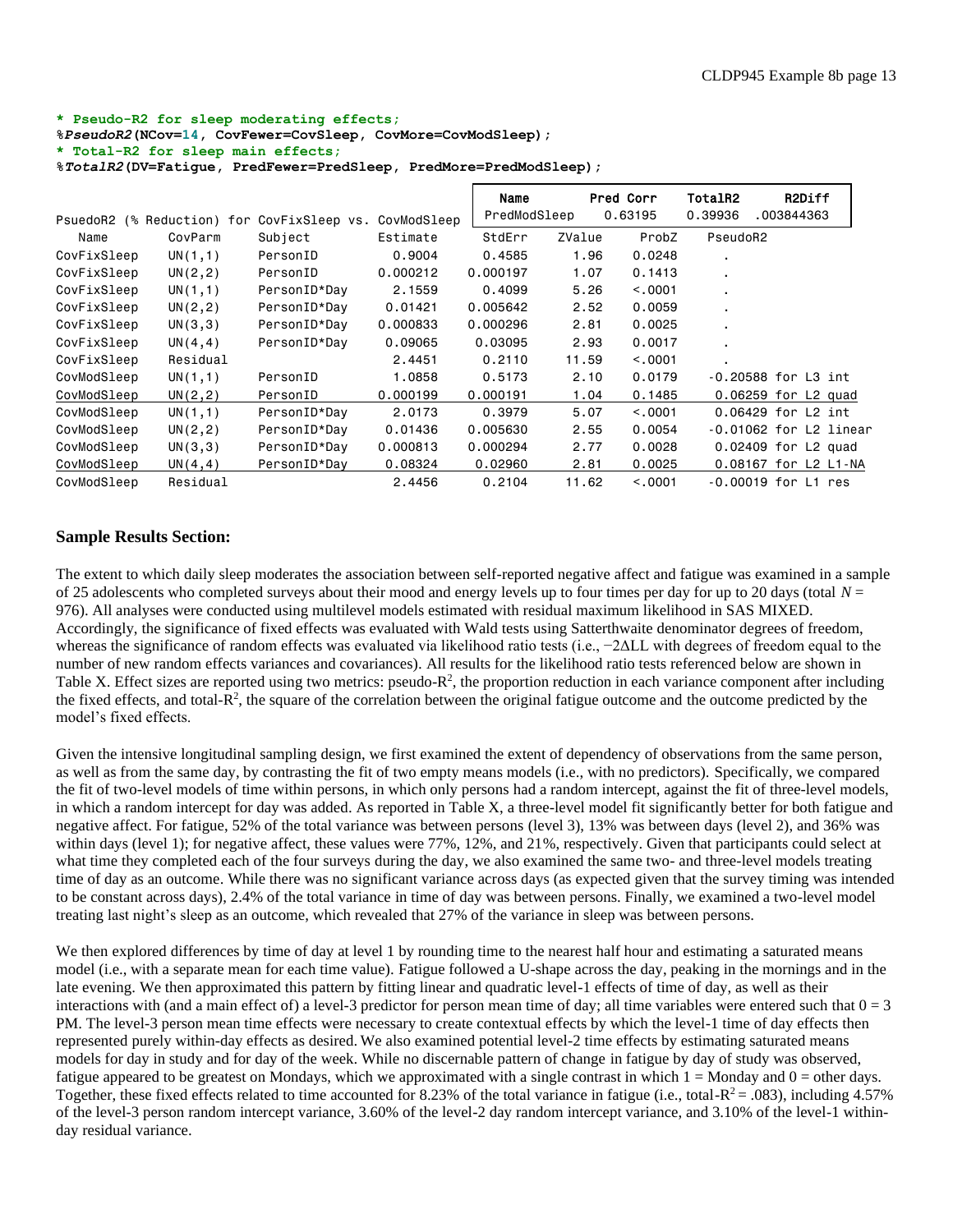```
* Pseudo-R2 for sleep moderating effects;
%PseudoR2(NCov=14, CovFewer=CovSleep, CovMore=CovModSleep);
* Total-R2 for sleep main effects;
%TotalR2(DV=Fatigue, PredFewer=PredSleep, PredMore=PredModSleep);
```

| Name | Pred Corr | TotalR2 | R2Diff |
|---|---|---|---|
| PredModSleep | 0.63195 | 0.39936 | .003844363 |

PsuedoR2 (% Reduction) for CovFixSleep vs. CovModSleep

| Name | CovParm | Subject | Estimate | StdErr | ZValue | ProbZ | PseudoR2 |
|---|---|---|---|---|---|---|---|
| CovFixSleep | UN(1,1) | PersonID | 0.9004 | 0.4585 | 1.96 | 0.0248 | . |
| CovFixSleep | UN(2,2) | PersonID | 0.000212 | 0.000197 | 1.07 | 0.1413 | . |
| CovFixSleep | UN(1,1) | PersonID*Day | 2.1559 | 0.4099 | 5.26 | <.0001 | . |
| CovFixSleep | UN(2,2) | PersonID*Day | 0.01421 | 0.005642 | 2.52 | 0.0059 | . |
| CovFixSleep | UN(3,3) | PersonID*Day | 0.000833 | 0.000296 | 2.81 | 0.0025 | . |
| CovFixSleep | UN(4,4) | PersonID*Day | 0.09065 | 0.03095 | 2.93 | 0.0017 | . |
| CovFixSleep | Residual | | 2.4451 | 0.2110 | 11.59 | <.0001 | . |
| CovModSleep | UN(1,1) | PersonID | 1.0858 | 0.5173 | 2.10 | 0.0179 | -0.20588 for L3 int |
| CovModSleep | UN(2,2) | PersonID | 0.000199 | 0.000191 | 1.04 | 0.1485 | 0.06259 for L2 quad |
| CovModSleep | UN(1,1) | PersonID*Day | 2.0173 | 0.3979 | 5.07 | <.0001 | 0.06429 for L2 int |
| CovModSleep | UN(2,2) | PersonID*Day | 0.01436 | 0.005630 | 2.55 | 0.0054 | -0.01062 for L2 linear |
| CovModSleep | UN(3,3) | PersonID*Day | 0.000813 | 0.000294 | 2.77 | 0.0028 | 0.02409 for L2 quad |
| CovModSleep | UN(4,4) | PersonID*Day | 0.08324 | 0.02960 | 2.81 | 0.0025 | 0.08167 for L2 L1-NA |
| CovModSleep | Residual | | 2.4456 | 0.2104 | 11.62 | <.0001 | -0.00019 for L1 res |

## Sample Results Section:

The extent to which daily sleep moderates the association between self-reported negative affect and fatigue was examined in a sample of 25 adolescents who completed surveys about their mood and energy levels up to four times per day for up to 20 days (total *N* = 976). All analyses were conducted using multilevel models estimated with residual maximum likelihood in SAS MIXED. Accordingly, the significance of fixed effects was evaluated with Wald tests using Satterthwaite denominator degrees of freedom, whereas the significance of random effects was evaluated via likelihood ratio tests (i.e., −2ΔLL with degrees of freedom equal to the number of new random effects variances and covariances). All results for the likelihood ratio tests referenced below are shown in Table X. Effect sizes are reported using two metrics: pseudo-$R^2$, the proportion reduction in each variance component after including the fixed effects, and total-$R^2$, the square of the correlation between the original fatigue outcome and the outcome predicted by the model's fixed effects.

Given the intensive longitudinal sampling design, we first examined the extent of dependency of observations from the same person, as well as from the same day, by contrasting the fit of two empty means models (i.e., with no predictors). Specifically, we compared the fit of two-level models of time within persons, in which only persons had a random intercept, against the fit of three-level models, in which a random intercept for day was added. As reported in Table X, a three-level model fit significantly better for both fatigue and negative affect. For fatigue, 52% of the total variance was between persons (level 3), 13% was between days (level 2), and 36% was within days (level 1); for negative affect, these values were 77%, 12%, and 21%, respectively. Given that participants could select at what time they completed each of the four surveys during the day, we also examined the same two- and three-level models treating time of day as an outcome. While there was no significant variance across days (as expected given that the survey timing was intended to be constant across days), 2.4% of the total variance in time of day was between persons. Finally, we examined a two-level model treating last night's sleep as an outcome, which revealed that 27% of the variance in sleep was between persons.

We then explored differences by time of day at level 1 by rounding time to the nearest half hour and estimating a saturated means model (i.e., with a separate mean for each time value). Fatigue followed a U-shape across the day, peaking in the mornings and in the late evening. We then approximated this pattern by fitting linear and quadratic level-1 effects of time of day, as well as their interactions with (and a main effect of) a level-3 predictor for person mean time of day; all time variables were entered such that 0 = 3 PM. The level-3 person mean time effects were necessary to create contextual effects by which the level-1 time of day effects then represented purely within-day effects as desired. We also examined potential level-2 time effects by estimating saturated means models for day in study and for day of the week. While no discernable pattern of change in fatigue by day of study was observed, fatigue appeared to be greatest on Mondays, which we approximated with a single contrast in which 1 = Monday and 0 = other days. Together, these fixed effects related to time accounted for 8.23% of the total variance in fatigue (i.e., total-$R^2$ = .083), including 4.57% of the level-3 person random intercept variance, 3.60% of the level-2 day random intercept variance, and 3.10% of the level-1 within-day residual variance.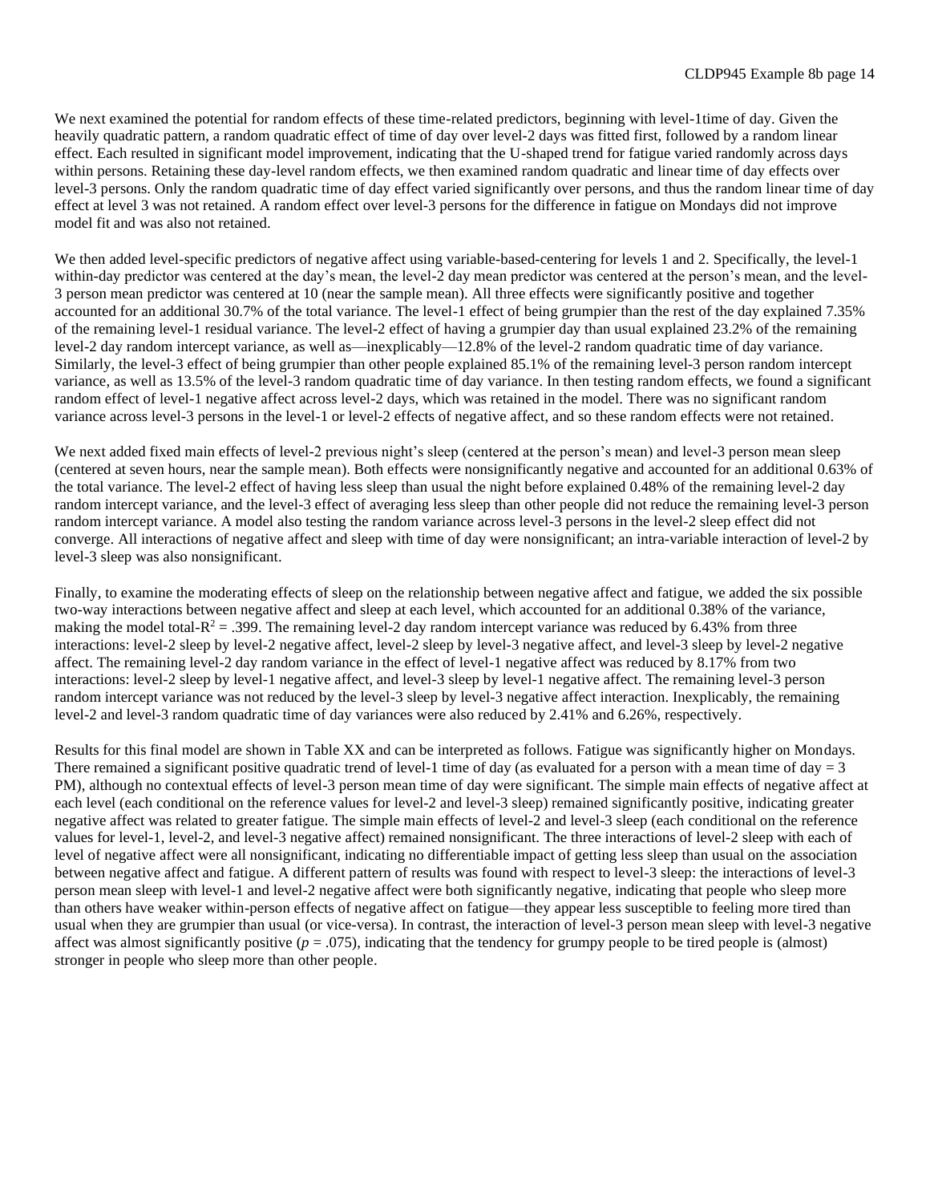We next examined the potential for random effects of these time-related predictors, beginning with level-1time of day. Given the heavily quadratic pattern, a random quadratic effect of time of day over level-2 days was fitted first, followed by a random linear effect. Each resulted in significant model improvement, indicating that the U-shaped trend for fatigue varied randomly across days within persons. Retaining these day-level random effects, we then examined random quadratic and linear time of day effects over level-3 persons. Only the random quadratic time of day effect varied significantly over persons, and thus the random linear time of day effect at level 3 was not retained. A random effect over level-3 persons for the difference in fatigue on Mondays did not improve model fit and was also not retained.

We then added level-specific predictors of negative affect using variable-based-centering for levels 1 and 2. Specifically, the level-1 within-day predictor was centered at the day's mean, the level-2 day mean predictor was centered at the person's mean, and the level-3 person mean predictor was centered at 10 (near the sample mean). All three effects were significantly positive and together accounted for an additional 30.7% of the total variance. The level-1 effect of being grumpier than the rest of the day explained 7.35% of the remaining level-1 residual variance. The level-2 effect of having a grumpier day than usual explained 23.2% of the remaining level-2 day random intercept variance, as well as—inexplicably—12.8% of the level-2 random quadratic time of day variance. Similarly, the level-3 effect of being grumpier than other people explained 85.1% of the remaining level-3 person random intercept variance, as well as 13.5% of the level-3 random quadratic time of day variance. In then testing random effects, we found a significant random effect of level-1 negative affect across level-2 days, which was retained in the model. There was no significant random variance across level-3 persons in the level-1 or level-2 effects of negative affect, and so these random effects were not retained.

We next added fixed main effects of level-2 previous night's sleep (centered at the person's mean) and level-3 person mean sleep (centered at seven hours, near the sample mean). Both effects were nonsignificantly negative and accounted for an additional 0.63% of the total variance. The level-2 effect of having less sleep than usual the night before explained 0.48% of the remaining level-2 day random intercept variance, and the level-3 effect of averaging less sleep than other people did not reduce the remaining level-3 person random intercept variance. A model also testing the random variance across level-3 persons in the level-2 sleep effect did not converge. All interactions of negative affect and sleep with time of day were nonsignificant; an intra-variable interaction of level-2 by level-3 sleep was also nonsignificant.

Finally, to examine the moderating effects of sleep on the relationship between negative affect and fatigue, we added the six possible two-way interactions between negative affect and sleep at each level, which accounted for an additional 0.38% of the variance, making the model total-$R^2 = .399$. The remaining level-2 day random intercept variance was reduced by 6.43% from three interactions: level-2 sleep by level-2 negative affect, level-2 sleep by level-3 negative affect, and level-3 sleep by level-2 negative affect. The remaining level-2 day random variance in the effect of level-1 negative affect was reduced by 8.17% from two interactions: level-2 sleep by level-1 negative affect, and level-3 sleep by level-1 negative affect. The remaining level-3 person random intercept variance was not reduced by the level-3 sleep by level-3 negative affect interaction. Inexplicably, the remaining level-2 and level-3 random quadratic time of day variances were also reduced by 2.41% and 6.26%, respectively.

Results for this final model are shown in Table XX and can be interpreted as follows. Fatigue was significantly higher on Mondays. There remained a significant positive quadratic trend of level-1 time of day (as evaluated for a person with a mean time of day = 3 PM), although no contextual effects of level-3 person mean time of day were significant. The simple main effects of negative affect at each level (each conditional on the reference values for level-2 and level-3 sleep) remained significantly positive, indicating greater negative affect was related to greater fatigue. The simple main effects of level-2 and level-3 sleep (each conditional on the reference values for level-1, level-2, and level-3 negative affect) remained nonsignificant. The three interactions of level-2 sleep with each of level of negative affect were all nonsignificant, indicating no differentiable impact of getting less sleep than usual on the association between negative affect and fatigue. A different pattern of results was found with respect to level-3 sleep: the interactions of level-3 person mean sleep with level-1 and level-2 negative affect were both significantly negative, indicating that people who sleep more than others have weaker within-person effects of negative affect on fatigue—they appear less susceptible to feeling more tired than usual when they are grumpier than usual (or vice-versa). In contrast, the interaction of level-3 person mean sleep with level-3 negative affect was almost significantly positive ($p = .075$), indicating that the tendency for grumpy people to be tired people is (almost) stronger in people who sleep more than other people.